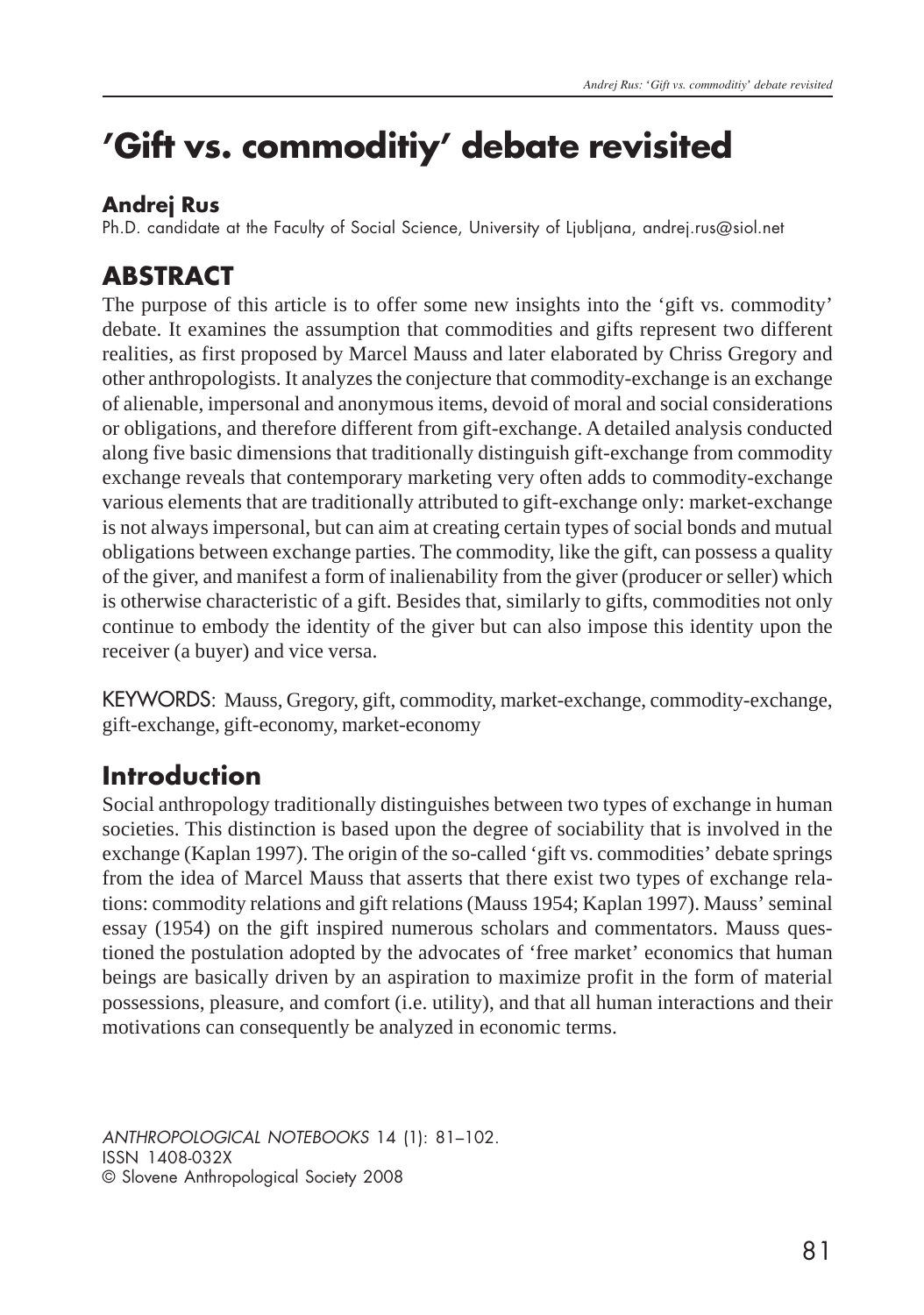# 'Gift vs. commoditiy' debate revisited

**Andrej Rus**
Ph.D. candidate at the Faculty of Social Science, University of Ljubljana, andrej.rus@siol.net

## ABSTRACT

The purpose of this article is to offer some new insights into the 'gift vs. commodity' debate. It examines the assumption that commodities and gifts represent two different realities, as first proposed by Marcel Mauss and later elaborated by Chriss Gregory and other anthropologists. It analyzes the conjecture that commodity-exchange is an exchange of alienable, impersonal and anonymous items, devoid of moral and social considerations or obligations, and therefore different from gift-exchange. A detailed analysis conducted along five basic dimensions that traditionally distinguish gift-exchange from commodity exchange reveals that contemporary marketing very often adds to commodity-exchange various elements that are traditionally attributed to gift-exchange only: market-exchange is not always impersonal, but can aim at creating certain types of social bonds and mutual obligations between exchange parties. The commodity, like the gift, can possess a quality of the giver, and manifest a form of inalienability from the giver (producer or seller) which is otherwise characteristic of a gift. Besides that, similarly to gifts, commodities not only continue to embody the identity of the giver but can also impose this identity upon the receiver (a buyer) and vice versa.

KEYWORDS: Mauss, Gregory, gift, commodity, market-exchange, commodity-exchange, gift-exchange, gift-economy, market-economy

## Introduction

Social anthropology traditionally distinguishes between two types of exchange in human societies. This distinction is based upon the degree of sociability that is involved in the exchange (Kaplan 1997). The origin of the so-called 'gift vs. commodities' debate springs from the idea of Marcel Mauss that asserts that there exist two types of exchange relations: commodity relations and gift relations (Mauss 1954; Kaplan 1997). Mauss' seminal essay (1954) on the gift inspired numerous scholars and commentators. Mauss questioned the postulation adopted by the advocates of 'free market' economics that human beings are basically driven by an aspiration to maximize profit in the form of material possessions, pleasure, and comfort (i.e. utility), and that all human interactions and their motivations can consequently be analyzed in economic terms.

*ANTHROPOLOGICAL NOTEBOOKS* 14 (1): 81–102.
ISSN 1408-032X
© Slovene Anthropological Society 2008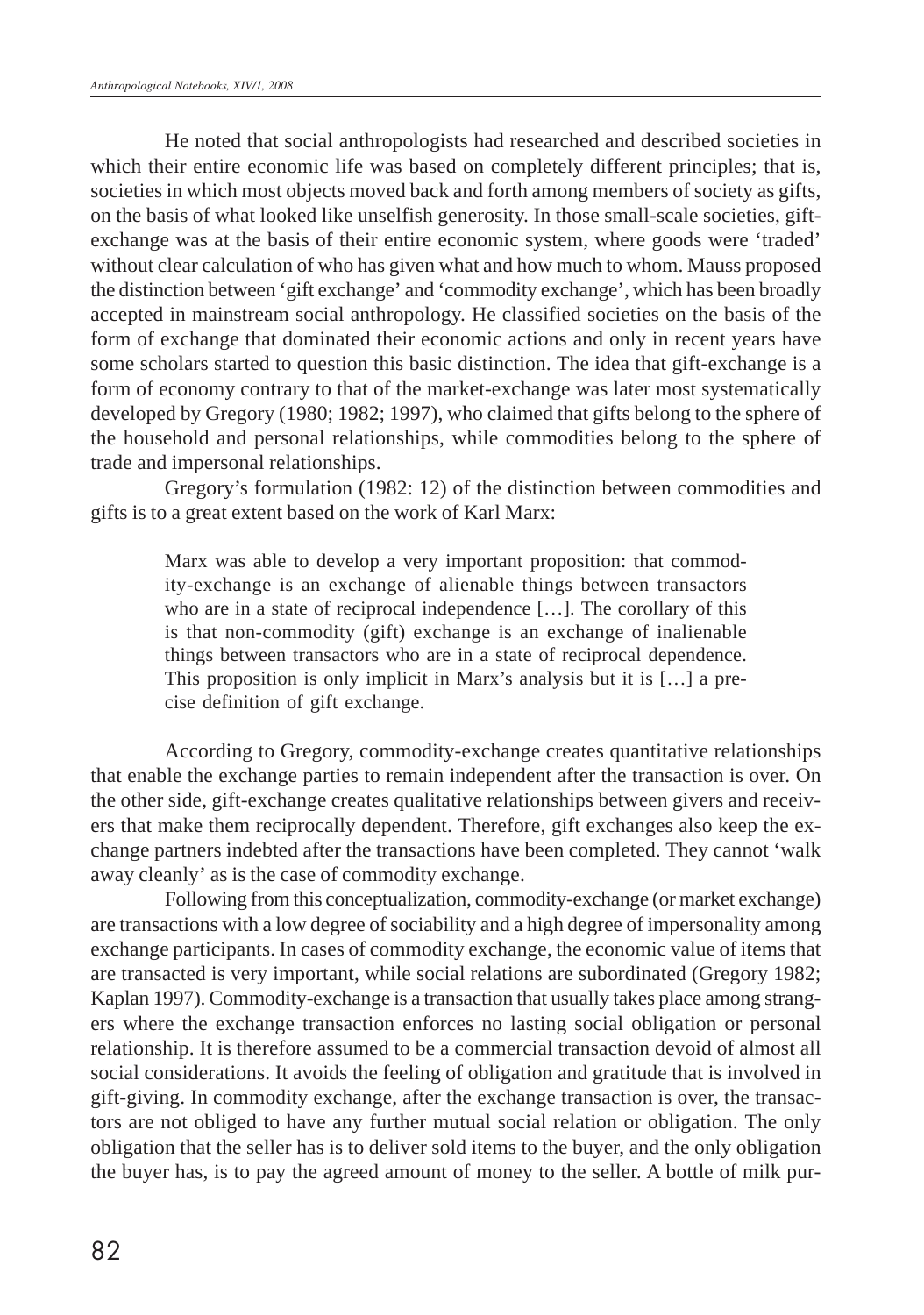He noted that social anthropologists had researched and described societies in which their entire economic life was based on completely different principles; that is, societies in which most objects moved back and forth among members of society as gifts, on the basis of what looked like unselfish generosity. In those small-scale societies, gift-exchange was at the basis of their entire economic system, where goods were 'traded' without clear calculation of who has given what and how much to whom. Mauss proposed the distinction between 'gift exchange' and 'commodity exchange', which has been broadly accepted in mainstream social anthropology. He classified societies on the basis of the form of exchange that dominated their economic actions and only in recent years have some scholars started to question this basic distinction. The idea that gift-exchange is a form of economy contrary to that of the market-exchange was later most systematically developed by Gregory (1980; 1982; 1997), who claimed that gifts belong to the sphere of the household and personal relationships, while commodities belong to the sphere of trade and impersonal relationships.

Gregory's formulation (1982: 12) of the distinction between commodities and gifts is to a great extent based on the work of Karl Marx:

> Marx was able to develop a very important proposition: that commodity-exchange is an exchange of alienable things between transactors who are in a state of reciprocal independence […]. The corollary of this is that non-commodity (gift) exchange is an exchange of inalienable things between transactors who are in a state of reciprocal dependence. This proposition is only implicit in Marx's analysis but it is […] a precise definition of gift exchange.

According to Gregory, commodity-exchange creates quantitative relationships that enable the exchange parties to remain independent after the transaction is over. On the other side, gift-exchange creates qualitative relationships between givers and receivers that make them reciprocally dependent. Therefore, gift exchanges also keep the exchange partners indebted after the transactions have been completed. They cannot 'walk away cleanly' as is the case of commodity exchange.

Following from this conceptualization, commodity-exchange (or market exchange) are transactions with a low degree of sociability and a high degree of impersonality among exchange participants. In cases of commodity exchange, the economic value of items that are transacted is very important, while social relations are subordinated (Gregory 1982; Kaplan 1997). Commodity-exchange is a transaction that usually takes place among strangers where the exchange transaction enforces no lasting social obligation or personal relationship. It is therefore assumed to be a commercial transaction devoid of almost all social considerations. It avoids the feeling of obligation and gratitude that is involved in gift-giving. In commodity exchange, after the exchange transaction is over, the transactors are not obliged to have any further mutual social relation or obligation. The only obligation that the seller has is to deliver sold items to the buyer, and the only obligation the buyer has, is to pay the agreed amount of money to the seller. A bottle of milk pur-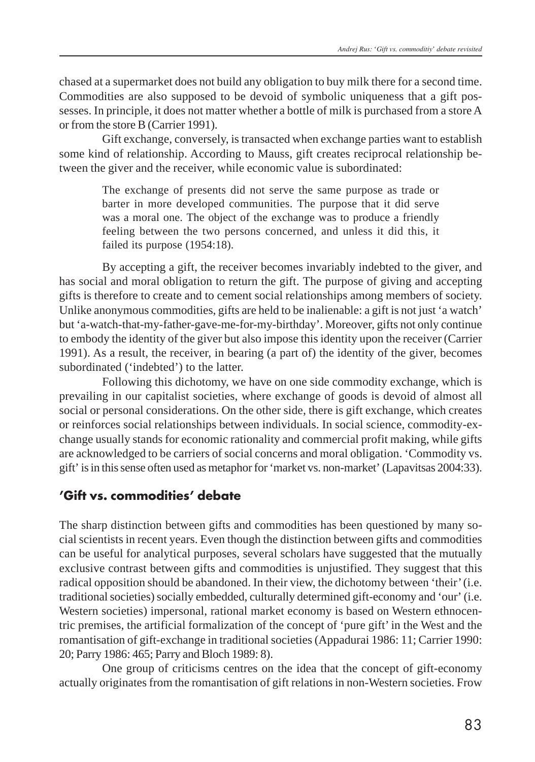chased at a supermarket does not build any obligation to buy milk there for a second time. Commodities are also supposed to be devoid of symbolic uniqueness that a gift possesses. In principle, it does not matter whether a bottle of milk is purchased from a store A or from the store B (Carrier 1991).

Gift exchange, conversely, is transacted when exchange parties want to establish some kind of relationship. According to Mauss, gift creates reciprocal relationship between the giver and the receiver, while economic value is subordinated:

> The exchange of presents did not serve the same purpose as trade or barter in more developed communities. The purpose that it did serve was a moral one. The object of the exchange was to produce a friendly feeling between the two persons concerned, and unless it did this, it failed its purpose (1954:18).

By accepting a gift, the receiver becomes invariably indebted to the giver, and has social and moral obligation to return the gift. The purpose of giving and accepting gifts is therefore to create and to cement social relationships among members of society. Unlike anonymous commodities, gifts are held to be inalienable: a gift is not just 'a watch' but 'a-watch-that-my-father-gave-me-for-my-birthday'. Moreover, gifts not only continue to embody the identity of the giver but also impose this identity upon the receiver (Carrier 1991). As a result, the receiver, in bearing (a part of) the identity of the giver, becomes subordinated ('indebted') to the latter.

Following this dichotomy, we have on one side commodity exchange, which is prevailing in our capitalist societies, where exchange of goods is devoid of almost all social or personal considerations. On the other side, there is gift exchange, which creates or reinforces social relationships between individuals. In social science, commodity-exchange usually stands for economic rationality and commercial profit making, while gifts are acknowledged to be carriers of social concerns and moral obligation. 'Commodity vs. gift' is in this sense often used as metaphor for 'market vs. non-market' (Lapavitsas 2004:33).

## 'Gift vs. commodities' debate

The sharp distinction between gifts and commodities has been questioned by many social scientists in recent years. Even though the distinction between gifts and commodities can be useful for analytical purposes, several scholars have suggested that the mutually exclusive contrast between gifts and commodities is unjustified. They suggest that this radical opposition should be abandoned. In their view, the dichotomy between 'their' (i.e. traditional societies) socially embedded, culturally determined gift-economy and 'our' (i.e. Western societies) impersonal, rational market economy is based on Western ethnocentric premises, the artificial formalization of the concept of 'pure gift' in the West and the romantisation of gift-exchange in traditional societies (Appadurai 1986: 11; Carrier 1990: 20; Parry 1986: 465; Parry and Bloch 1989: 8).

One group of criticisms centres on the idea that the concept of gift-economy actually originates from the romantisation of gift relations in non-Western societies. Frow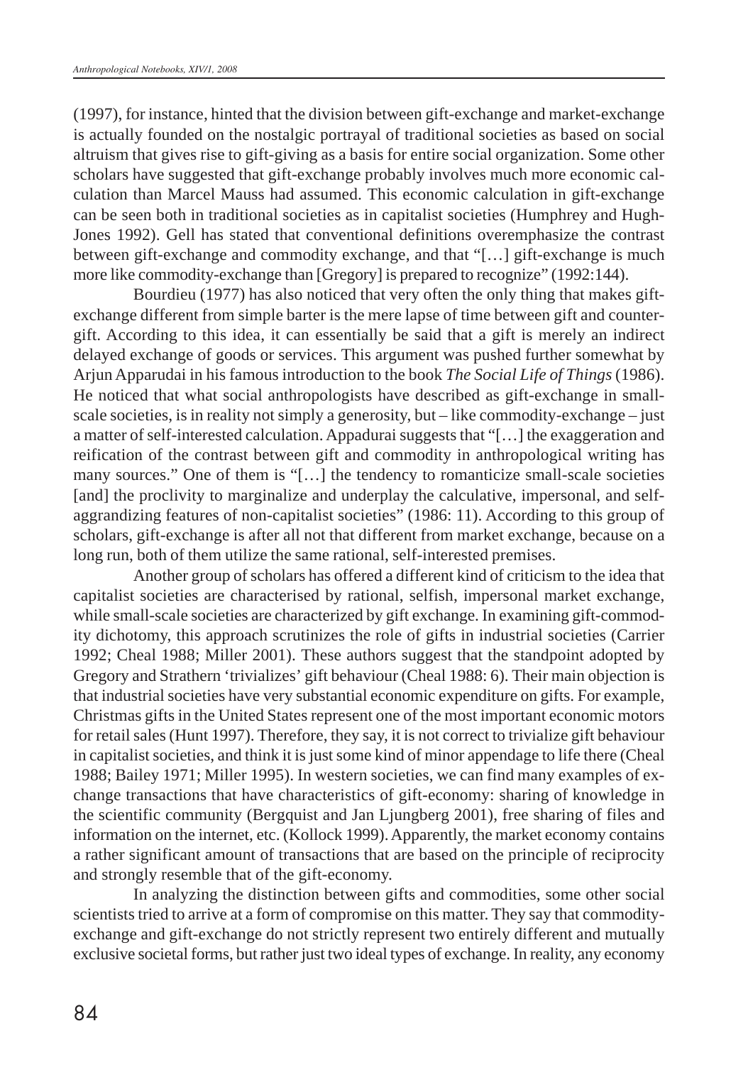(1997), for instance, hinted that the division between gift-exchange and market-exchange is actually founded on the nostalgic portrayal of traditional societies as based on social altruism that gives rise to gift-giving as a basis for entire social organization. Some other scholars have suggested that gift-exchange probably involves much more economic calculation than Marcel Mauss had assumed. This economic calculation in gift-exchange can be seen both in traditional societies as in capitalist societies (Humphrey and Hugh-Jones 1992). Gell has stated that conventional definitions overemphasize the contrast between gift-exchange and commodity exchange, and that "[…] gift-exchange is much more like commodity-exchange than [Gregory] is prepared to recognize" (1992:144).

Bourdieu (1977) has also noticed that very often the only thing that makes gift-exchange different from simple barter is the mere lapse of time between gift and counter-gift. According to this idea, it can essentially be said that a gift is merely an indirect delayed exchange of goods or services. This argument was pushed further somewhat by Arjun Apparudai in his famous introduction to the book *The Social Life of Things* (1986). He noticed that what social anthropologists have described as gift-exchange in small-scale societies, is in reality not simply a generosity, but – like commodity-exchange – just a matter of self-interested calculation. Appadurai suggests that "[…] the exaggeration and reification of the contrast between gift and commodity in anthropological writing has many sources." One of them is "[…] the tendency to romanticize small-scale societies [and] the proclivity to marginalize and underplay the calculative, impersonal, and self-aggrandizing features of non-capitalist societies" (1986: 11). According to this group of scholars, gift-exchange is after all not that different from market exchange, because on a long run, both of them utilize the same rational, self-interested premises.

Another group of scholars has offered a different kind of criticism to the idea that capitalist societies are characterised by rational, selfish, impersonal market exchange, while small-scale societies are characterized by gift exchange. In examining gift-commodity dichotomy, this approach scrutinizes the role of gifts in industrial societies (Carrier 1992; Cheal 1988; Miller 2001). These authors suggest that the standpoint adopted by Gregory and Strathern 'trivializes' gift behaviour (Cheal 1988: 6). Their main objection is that industrial societies have very substantial economic expenditure on gifts. For example, Christmas gifts in the United States represent one of the most important economic motors for retail sales (Hunt 1997). Therefore, they say, it is not correct to trivialize gift behaviour in capitalist societies, and think it is just some kind of minor appendage to life there (Cheal 1988; Bailey 1971; Miller 1995). In western societies, we can find many examples of exchange transactions that have characteristics of gift-economy: sharing of knowledge in the scientific community (Bergquist and Jan Ljungberg 2001), free sharing of files and information on the internet, etc. (Kollock 1999). Apparently, the market economy contains a rather significant amount of transactions that are based on the principle of reciprocity and strongly resemble that of the gift-economy.

In analyzing the distinction between gifts and commodities, some other social scientists tried to arrive at a form of compromise on this matter. They say that commodity-exchange and gift-exchange do not strictly represent two entirely different and mutually exclusive societal forms, but rather just two ideal types of exchange. In reality, any economy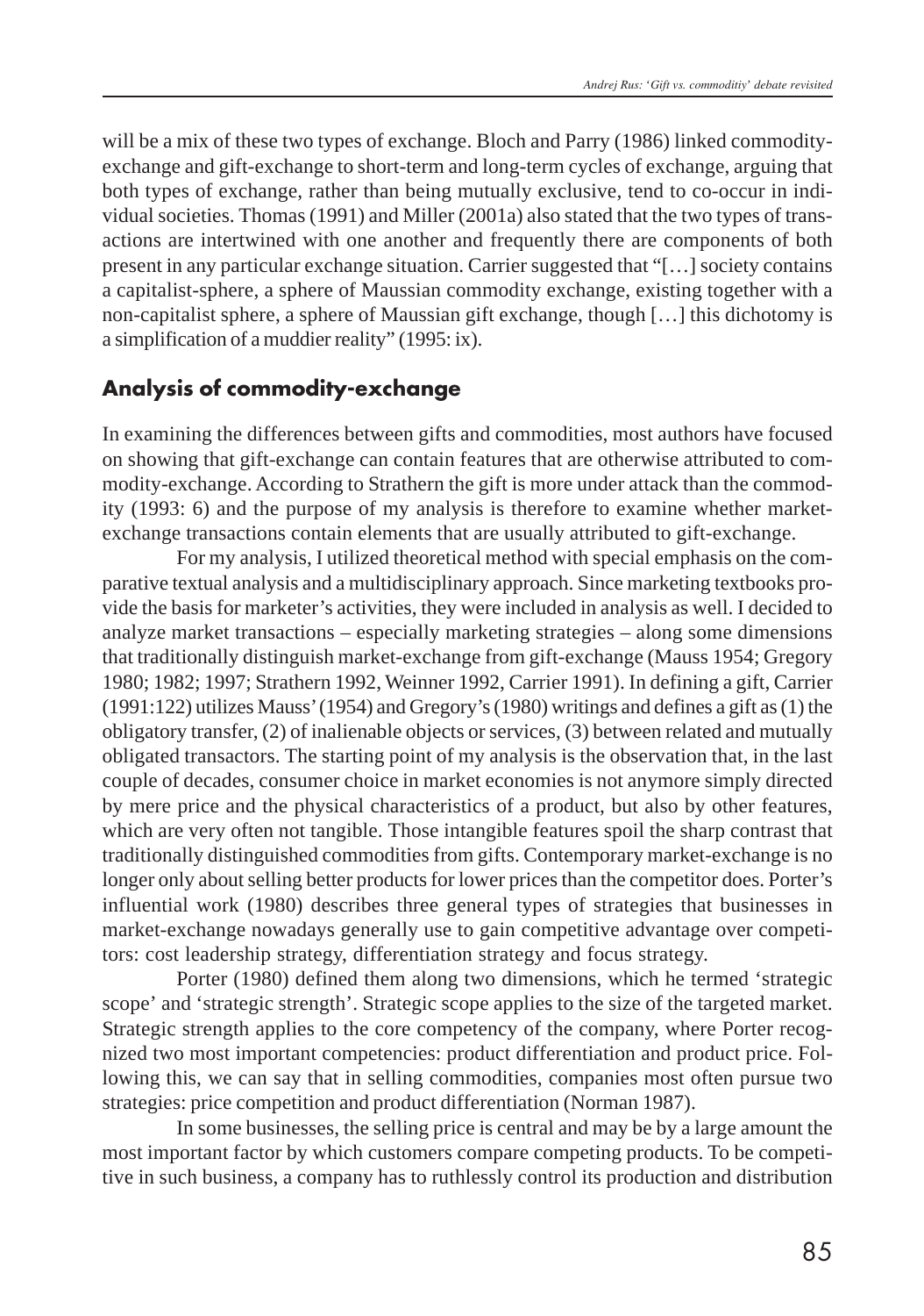will be a mix of these two types of exchange. Bloch and Parry (1986) linked commodity-exchange and gift-exchange to short-term and long-term cycles of exchange, arguing that both types of exchange, rather than being mutually exclusive, tend to co-occur in individual societies. Thomas (1991) and Miller (2001a) also stated that the two types of transactions are intertwined with one another and frequently there are components of both present in any particular exchange situation. Carrier suggested that "[…] society contains a capitalist-sphere, a sphere of Maussian commodity exchange, existing together with a non-capitalist sphere, a sphere of Maussian gift exchange, though […] this dichotomy is a simplification of a muddier reality" (1995: ix).

## Analysis of commodity-exchange

In examining the differences between gifts and commodities, most authors have focused on showing that gift-exchange can contain features that are otherwise attributed to commodity-exchange. According to Strathern the gift is more under attack than the commodity (1993: 6) and the purpose of my analysis is therefore to examine whether market-exchange transactions contain elements that are usually attributed to gift-exchange.

For my analysis, I utilized theoretical method with special emphasis on the comparative textual analysis and a multidisciplinary approach. Since marketing textbooks provide the basis for marketer's activities, they were included in analysis as well. I decided to analyze market transactions – especially marketing strategies – along some dimensions that traditionally distinguish market-exchange from gift-exchange (Mauss 1954; Gregory 1980; 1982; 1997; Strathern 1992, Weinner 1992, Carrier 1991). In defining a gift, Carrier (1991:122) utilizes Mauss' (1954) and Gregory's (1980) writings and defines a gift as (1) the obligatory transfer, (2) of inalienable objects or services, (3) between related and mutually obligated transactors. The starting point of my analysis is the observation that, in the last couple of decades, consumer choice in market economies is not anymore simply directed by mere price and the physical characteristics of a product, but also by other features, which are very often not tangible. Those intangible features spoil the sharp contrast that traditionally distinguished commodities from gifts. Contemporary market-exchange is no longer only about selling better products for lower prices than the competitor does. Porter's influential work (1980) describes three general types of strategies that businesses in market-exchange nowadays generally use to gain competitive advantage over competitors: cost leadership strategy, differentiation strategy and focus strategy.

Porter (1980) defined them along two dimensions, which he termed 'strategic scope' and 'strategic strength'. Strategic scope applies to the size of the targeted market. Strategic strength applies to the core competency of the company, where Porter recognized two most important competencies: product differentiation and product price. Following this, we can say that in selling commodities, companies most often pursue two strategies: price competition and product differentiation (Norman 1987).

In some businesses, the selling price is central and may be by a large amount the most important factor by which customers compare competing products. To be competitive in such business, a company has to ruthlessly control its production and distribution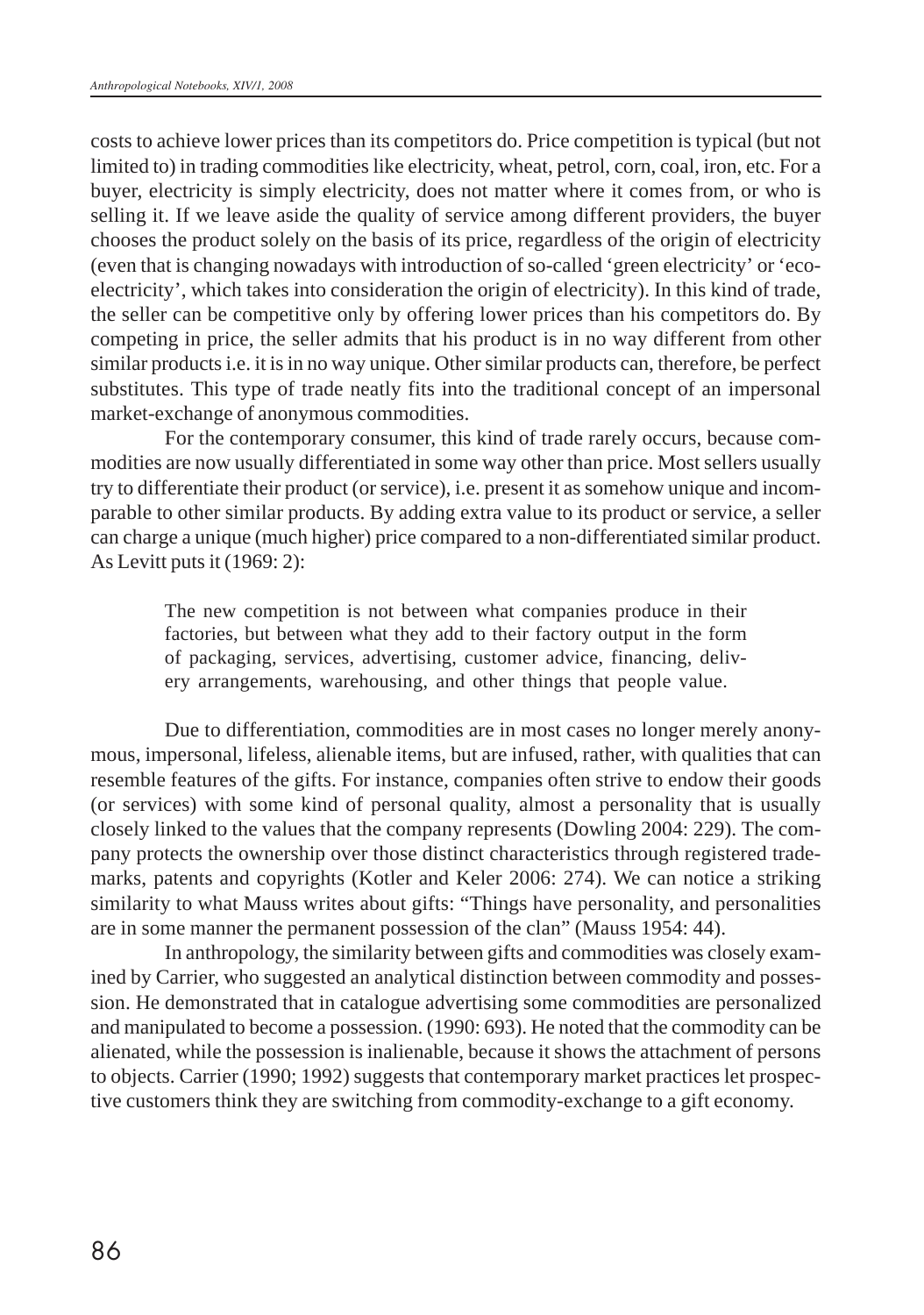costs to achieve lower prices than its competitors do. Price competition is typical (but not limited to) in trading commodities like electricity, wheat, petrol, corn, coal, iron, etc. For a buyer, electricity is simply electricity, does not matter where it comes from, or who is selling it. If we leave aside the quality of service among different providers, the buyer chooses the product solely on the basis of its price, regardless of the origin of electricity (even that is changing nowadays with introduction of so-called 'green electricity' or 'eco-electricity', which takes into consideration the origin of electricity). In this kind of trade, the seller can be competitive only by offering lower prices than his competitors do. By competing in price, the seller admits that his product is in no way different from other similar products i.e. it is in no way unique. Other similar products can, therefore, be perfect substitutes. This type of trade neatly fits into the traditional concept of an impersonal market-exchange of anonymous commodities.

For the contemporary consumer, this kind of trade rarely occurs, because commodities are now usually differentiated in some way other than price. Most sellers usually try to differentiate their product (or service), i.e. present it as somehow unique and incomparable to other similar products. By adding extra value to its product or service, a seller can charge a unique (much higher) price compared to a non-differentiated similar product. As Levitt puts it (1969: 2):

> The new competition is not between what companies produce in their factories, but between what they add to their factory output in the form of packaging, services, advertising, customer advice, financing, delivery arrangements, warehousing, and other things that people value.

Due to differentiation, commodities are in most cases no longer merely anonymous, impersonal, lifeless, alienable items, but are infused, rather, with qualities that can resemble features of the gifts. For instance, companies often strive to endow their goods (or services) with some kind of personal quality, almost a personality that is usually closely linked to the values that the company represents (Dowling 2004: 229). The company protects the ownership over those distinct characteristics through registered trademarks, patents and copyrights (Kotler and Keler 2006: 274). We can notice a striking similarity to what Mauss writes about gifts: "Things have personality, and personalities are in some manner the permanent possession of the clan" (Mauss 1954: 44).

In anthropology, the similarity between gifts and commodities was closely examined by Carrier, who suggested an analytical distinction between commodity and possession. He demonstrated that in catalogue advertising some commodities are personalized and manipulated to become a possession. (1990: 693). He noted that the commodity can be alienated, while the possession is inalienable, because it shows the attachment of persons to objects. Carrier (1990; 1992) suggests that contemporary market practices let prospective customers think they are switching from commodity-exchange to a gift economy.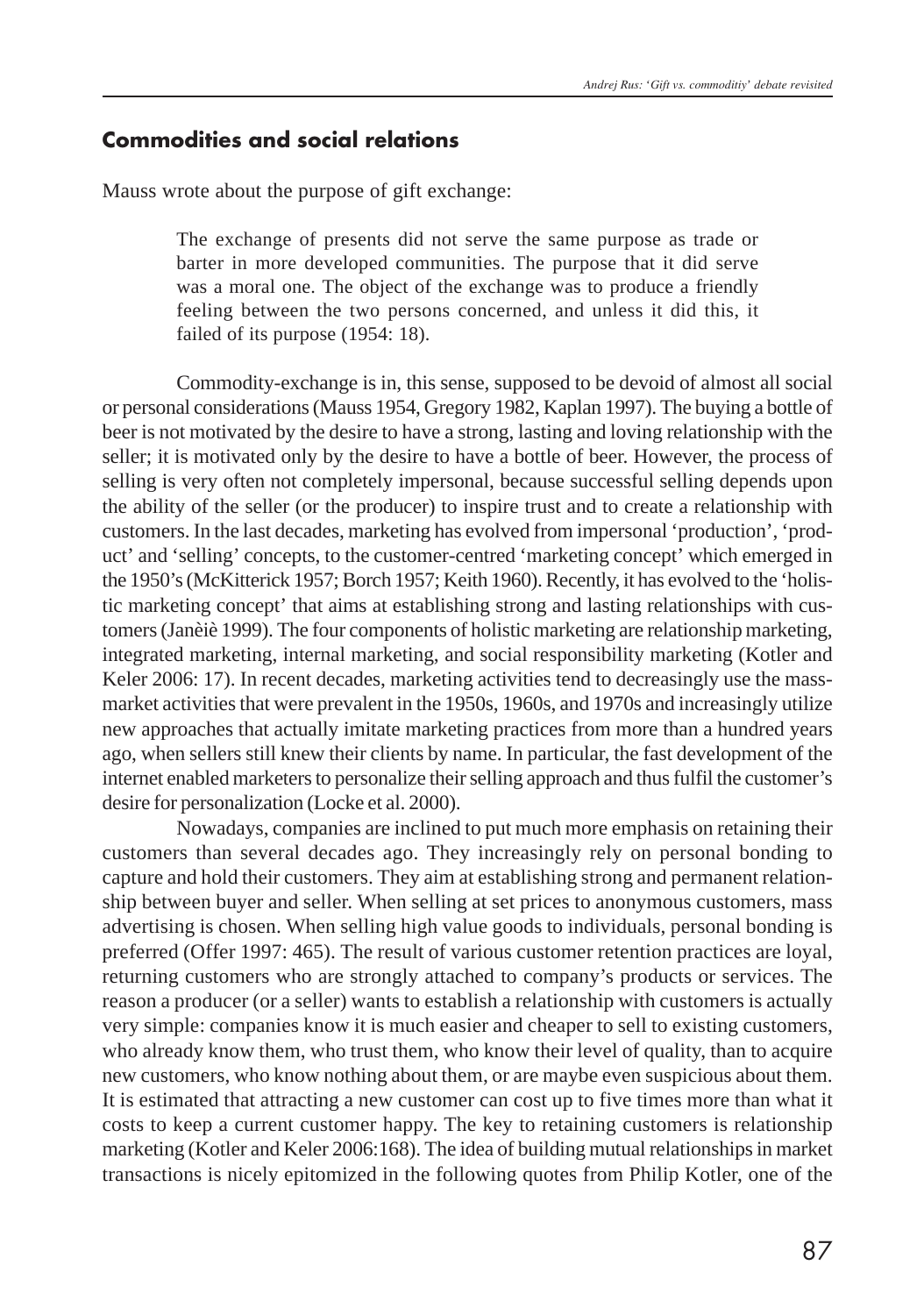## Commodities and social relations

Mauss wrote about the purpose of gift exchange:

> The exchange of presents did not serve the same purpose as trade or barter in more developed communities. The purpose that it did serve was a moral one. The object of the exchange was to produce a friendly feeling between the two persons concerned, and unless it did this, it failed of its purpose (1954: 18).

Commodity-exchange is in, this sense, supposed to be devoid of almost all social or personal considerations (Mauss 1954, Gregory 1982, Kaplan 1997). The buying a bottle of beer is not motivated by the desire to have a strong, lasting and loving relationship with the seller; it is motivated only by the desire to have a bottle of beer. However, the process of selling is very often not completely impersonal, because successful selling depends upon the ability of the seller (or the producer) to inspire trust and to create a relationship with customers. In the last decades, marketing has evolved from impersonal 'production', 'product' and 'selling' concepts, to the customer-centred 'marketing concept' which emerged in the 1950's (McKitterick 1957; Borch 1957; Keith 1960). Recently, it has evolved to the 'holistic marketing concept' that aims at establishing strong and lasting relationships with customers (Janèiè 1999). The four components of holistic marketing are relationship marketing, integrated marketing, internal marketing, and social responsibility marketing (Kotler and Keler 2006: 17). In recent decades, marketing activities tend to decreasingly use the mass-market activities that were prevalent in the 1950s, 1960s, and 1970s and increasingly utilize new approaches that actually imitate marketing practices from more than a hundred years ago, when sellers still knew their clients by name. In particular, the fast development of the internet enabled marketers to personalize their selling approach and thus fulfil the customer's desire for personalization (Locke et al. 2000).

Nowadays, companies are inclined to put much more emphasis on retaining their customers than several decades ago. They increasingly rely on personal bonding to capture and hold their customers. They aim at establishing strong and permanent relationship between buyer and seller. When selling at set prices to anonymous customers, mass advertising is chosen. When selling high value goods to individuals, personal bonding is preferred (Offer 1997: 465). The result of various customer retention practices are loyal, returning customers who are strongly attached to company's products or services. The reason a producer (or a seller) wants to establish a relationship with customers is actually very simple: companies know it is much easier and cheaper to sell to existing customers, who already know them, who trust them, who know their level of quality, than to acquire new customers, who know nothing about them, or are maybe even suspicious about them. It is estimated that attracting a new customer can cost up to five times more than what it costs to keep a current customer happy. The key to retaining customers is relationship marketing (Kotler and Keler 2006:168). The idea of building mutual relationships in market transactions is nicely epitomized in the following quotes from Philip Kotler, one of the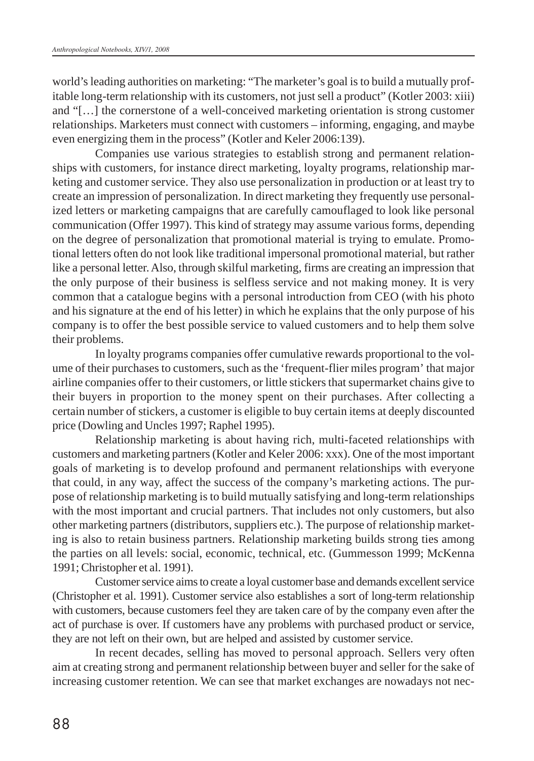world's leading authorities on marketing: "The marketer's goal is to build a mutually profitable long-term relationship with its customers, not just sell a product" (Kotler 2003: xiii) and "[…] the cornerstone of a well-conceived marketing orientation is strong customer relationships. Marketers must connect with customers – informing, engaging, and maybe even energizing them in the process" (Kotler and Keler 2006:139).

Companies use various strategies to establish strong and permanent relationships with customers, for instance direct marketing, loyalty programs, relationship marketing and customer service. They also use personalization in production or at least try to create an impression of personalization. In direct marketing they frequently use personalized letters or marketing campaigns that are carefully camouflaged to look like personal communication (Offer 1997). This kind of strategy may assume various forms, depending on the degree of personalization that promotional material is trying to emulate. Promotional letters often do not look like traditional impersonal promotional material, but rather like a personal letter. Also, through skilful marketing, firms are creating an impression that the only purpose of their business is selfless service and not making money. It is very common that a catalogue begins with a personal introduction from CEO (with his photo and his signature at the end of his letter) in which he explains that the only purpose of his company is to offer the best possible service to valued customers and to help them solve their problems.

In loyalty programs companies offer cumulative rewards proportional to the volume of their purchases to customers, such as the 'frequent-flier miles program' that major airline companies offer to their customers, or little stickers that supermarket chains give to their buyers in proportion to the money spent on their purchases. After collecting a certain number of stickers, a customer is eligible to buy certain items at deeply discounted price (Dowling and Uncles 1997; Raphel 1995).

Relationship marketing is about having rich, multi-faceted relationships with customers and marketing partners (Kotler and Keler 2006: xxx). One of the most important goals of marketing is to develop profound and permanent relationships with everyone that could, in any way, affect the success of the company's marketing actions. The purpose of relationship marketing is to build mutually satisfying and long-term relationships with the most important and crucial partners. That includes not only customers, but also other marketing partners (distributors, suppliers etc.). The purpose of relationship marketing is also to retain business partners. Relationship marketing builds strong ties among the parties on all levels: social, economic, technical, etc. (Gummesson 1999; McKenna 1991; Christopher et al. 1991).

Customer service aims to create a loyal customer base and demands excellent service (Christopher et al. 1991). Customer service also establishes a sort of long-term relationship with customers, because customers feel they are taken care of by the company even after the act of purchase is over. If customers have any problems with purchased product or service, they are not left on their own, but are helped and assisted by customer service.

In recent decades, selling has moved to personal approach. Sellers very often aim at creating strong and permanent relationship between buyer and seller for the sake of increasing customer retention. We can see that market exchanges are nowadays not nec-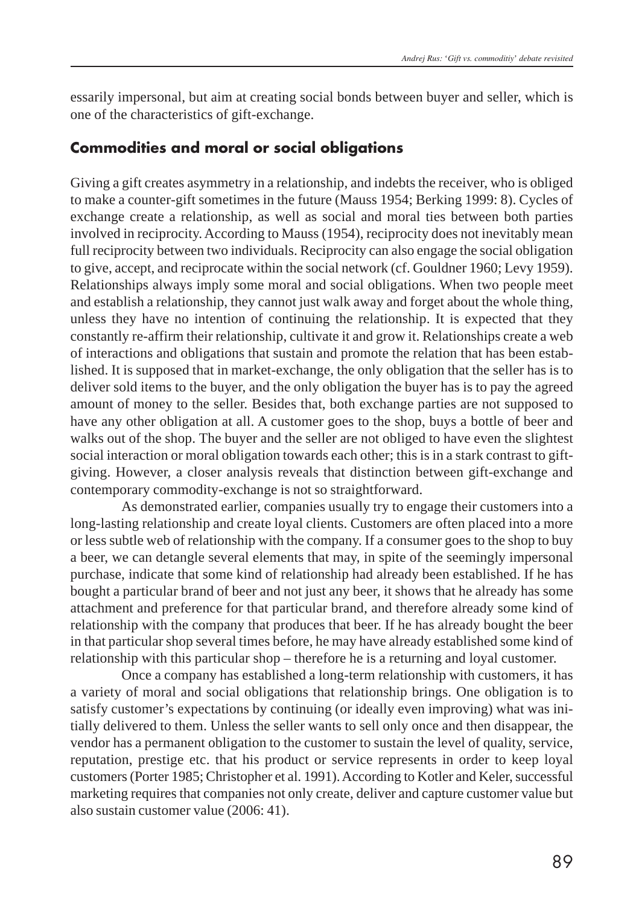essarily impersonal, but aim at creating social bonds between buyer and seller, which is one of the characteristics of gift-exchange.

## Commodities and moral or social obligations

Giving a gift creates asymmetry in a relationship, and indebts the receiver, who is obliged to make a counter-gift sometimes in the future (Mauss 1954; Berking 1999: 8). Cycles of exchange create a relationship, as well as social and moral ties between both parties involved in reciprocity. According to Mauss (1954), reciprocity does not inevitably mean full reciprocity between two individuals. Reciprocity can also engage the social obligation to give, accept, and reciprocate within the social network (cf. Gouldner 1960; Levy 1959). Relationships always imply some moral and social obligations. When two people meet and establish a relationship, they cannot just walk away and forget about the whole thing, unless they have no intention of continuing the relationship. It is expected that they constantly re-affirm their relationship, cultivate it and grow it. Relationships create a web of interactions and obligations that sustain and promote the relation that has been established. It is supposed that in market-exchange, the only obligation that the seller has is to deliver sold items to the buyer, and the only obligation the buyer has is to pay the agreed amount of money to the seller. Besides that, both exchange parties are not supposed to have any other obligation at all. A customer goes to the shop, buys a bottle of beer and walks out of the shop. The buyer and the seller are not obliged to have even the slightest social interaction or moral obligation towards each other; this is in a stark contrast to gift-giving. However, a closer analysis reveals that distinction between gift-exchange and contemporary commodity-exchange is not so straightforward.

As demonstrated earlier, companies usually try to engage their customers into a long-lasting relationship and create loyal clients. Customers are often placed into a more or less subtle web of relationship with the company. If a consumer goes to the shop to buy a beer, we can detangle several elements that may, in spite of the seemingly impersonal purchase, indicate that some kind of relationship had already been established. If he has bought a particular brand of beer and not just any beer, it shows that he already has some attachment and preference for that particular brand, and therefore already some kind of relationship with the company that produces that beer. If he has already bought the beer in that particular shop several times before, he may have already established some kind of relationship with this particular shop – therefore he is a returning and loyal customer.

Once a company has established a long-term relationship with customers, it has a variety of moral and social obligations that relationship brings. One obligation is to satisfy customer's expectations by continuing (or ideally even improving) what was initially delivered to them. Unless the seller wants to sell only once and then disappear, the vendor has a permanent obligation to the customer to sustain the level of quality, service, reputation, prestige etc. that his product or service represents in order to keep loyal customers (Porter 1985; Christopher et al. 1991). According to Kotler and Keler, successful marketing requires that companies not only create, deliver and capture customer value but also sustain customer value (2006: 41).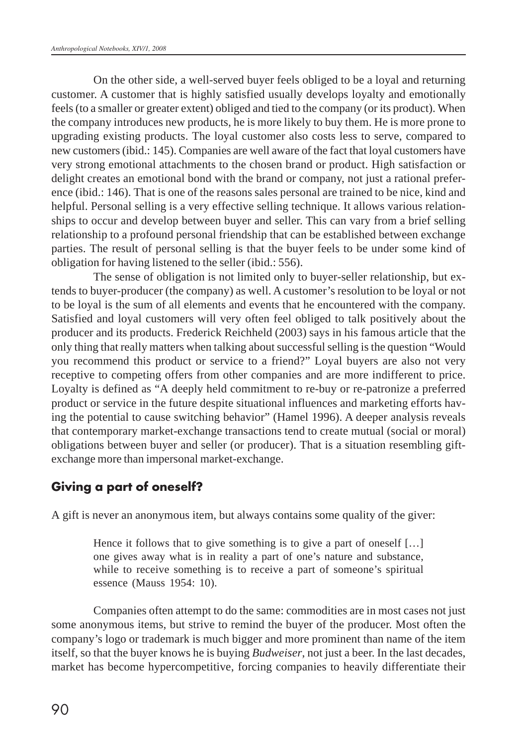On the other side, a well-served buyer feels obliged to be a loyal and returning customer. A customer that is highly satisfied usually develops loyalty and emotionally feels (to a smaller or greater extent) obliged and tied to the company (or its product). When the company introduces new products, he is more likely to buy them. He is more prone to upgrading existing products. The loyal customer also costs less to serve, compared to new customers (ibid.: 145). Companies are well aware of the fact that loyal customers have very strong emotional attachments to the chosen brand or product. High satisfaction or delight creates an emotional bond with the brand or company, not just a rational preference (ibid.: 146). That is one of the reasons sales personal are trained to be nice, kind and helpful. Personal selling is a very effective selling technique. It allows various relationships to occur and develop between buyer and seller. This can vary from a brief selling relationship to a profound personal friendship that can be established between exchange parties. The result of personal selling is that the buyer feels to be under some kind of obligation for having listened to the seller (ibid.: 556).

The sense of obligation is not limited only to buyer-seller relationship, but extends to buyer-producer (the company) as well. A customer's resolution to be loyal or not to be loyal is the sum of all elements and events that he encountered with the company. Satisfied and loyal customers will very often feel obliged to talk positively about the producer and its products. Frederick Reichheld (2003) says in his famous article that the only thing that really matters when talking about successful selling is the question "Would you recommend this product or service to a friend?" Loyal buyers are also not very receptive to competing offers from other companies and are more indifferent to price. Loyalty is defined as "A deeply held commitment to re-buy or re-patronize a preferred product or service in the future despite situational influences and marketing efforts having the potential to cause switching behavior" (Hamel 1996). A deeper analysis reveals that contemporary market-exchange transactions tend to create mutual (social or moral) obligations between buyer and seller (or producer). That is a situation resembling gift-exchange more than impersonal market-exchange.

## Giving a part of oneself?

A gift is never an anonymous item, but always contains some quality of the giver:

> Hence it follows that to give something is to give a part of oneself […] one gives away what is in reality a part of one's nature and substance, while to receive something is to receive a part of someone's spiritual essence (Mauss 1954: 10).

Companies often attempt to do the same: commodities are in most cases not just some anonymous items, but strive to remind the buyer of the producer. Most often the company's logo or trademark is much bigger and more prominent than name of the item itself, so that the buyer knows he is buying *Budweiser*, not just a beer. In the last decades, market has become hypercompetitive, forcing companies to heavily differentiate their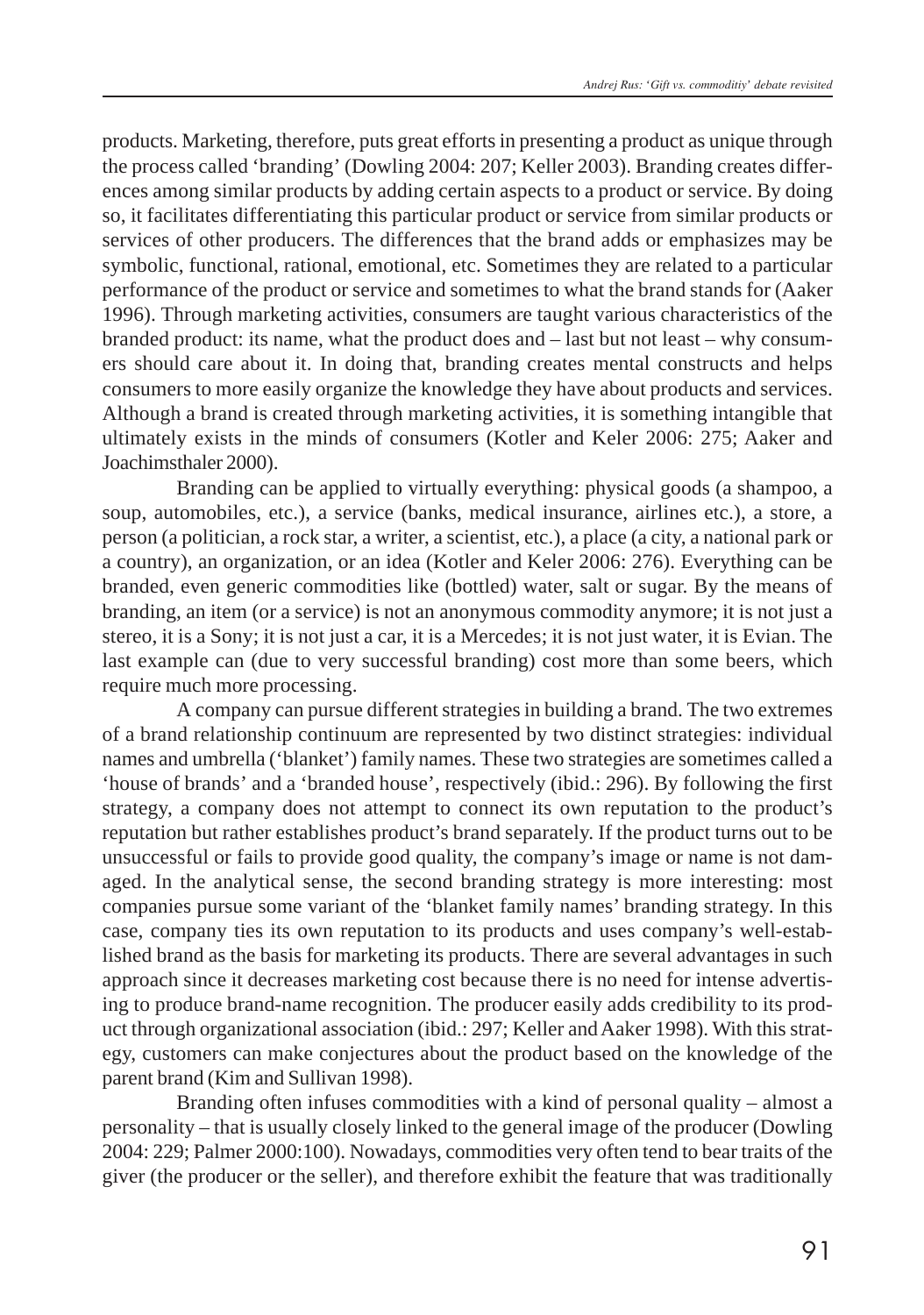products. Marketing, therefore, puts great efforts in presenting a product as unique through the process called 'branding' (Dowling 2004: 207; Keller 2003). Branding creates differences among similar products by adding certain aspects to a product or service. By doing so, it facilitates differentiating this particular product or service from similar products or services of other producers. The differences that the brand adds or emphasizes may be symbolic, functional, rational, emotional, etc. Sometimes they are related to a particular performance of the product or service and sometimes to what the brand stands for (Aaker 1996). Through marketing activities, consumers are taught various characteristics of the branded product: its name, what the product does and – last but not least – why consumers should care about it. In doing that, branding creates mental constructs and helps consumers to more easily organize the knowledge they have about products and services. Although a brand is created through marketing activities, it is something intangible that ultimately exists in the minds of consumers (Kotler and Keler 2006: 275; Aaker and Joachimsthaler 2000).

Branding can be applied to virtually everything: physical goods (a shampoo, a soup, automobiles, etc.), a service (banks, medical insurance, airlines etc.), a store, a person (a politician, a rock star, a writer, a scientist, etc.), a place (a city, a national park or a country), an organization, or an idea (Kotler and Keler 2006: 276). Everything can be branded, even generic commodities like (bottled) water, salt or sugar. By the means of branding, an item (or a service) is not an anonymous commodity anymore; it is not just a stereo, it is a Sony; it is not just a car, it is a Mercedes; it is not just water, it is Evian. The last example can (due to very successful branding) cost more than some beers, which require much more processing.

A company can pursue different strategies in building a brand. The two extremes of a brand relationship continuum are represented by two distinct strategies: individual names and umbrella ('blanket') family names. These two strategies are sometimes called a 'house of brands' and a 'branded house', respectively (ibid.: 296). By following the first strategy, a company does not attempt to connect its own reputation to the product's reputation but rather establishes product's brand separately. If the product turns out to be unsuccessful or fails to provide good quality, the company's image or name is not damaged. In the analytical sense, the second branding strategy is more interesting: most companies pursue some variant of the 'blanket family names' branding strategy. In this case, company ties its own reputation to its products and uses company's well-established brand as the basis for marketing its products. There are several advantages in such approach since it decreases marketing cost because there is no need for intense advertising to produce brand-name recognition. The producer easily adds credibility to its product through organizational association (ibid.: 297; Keller and Aaker 1998). With this strategy, customers can make conjectures about the product based on the knowledge of the parent brand (Kim and Sullivan 1998).

Branding often infuses commodities with a kind of personal quality – almost a personality – that is usually closely linked to the general image of the producer (Dowling 2004: 229; Palmer 2000:100). Nowadays, commodities very often tend to bear traits of the giver (the producer or the seller), and therefore exhibit the feature that was traditionally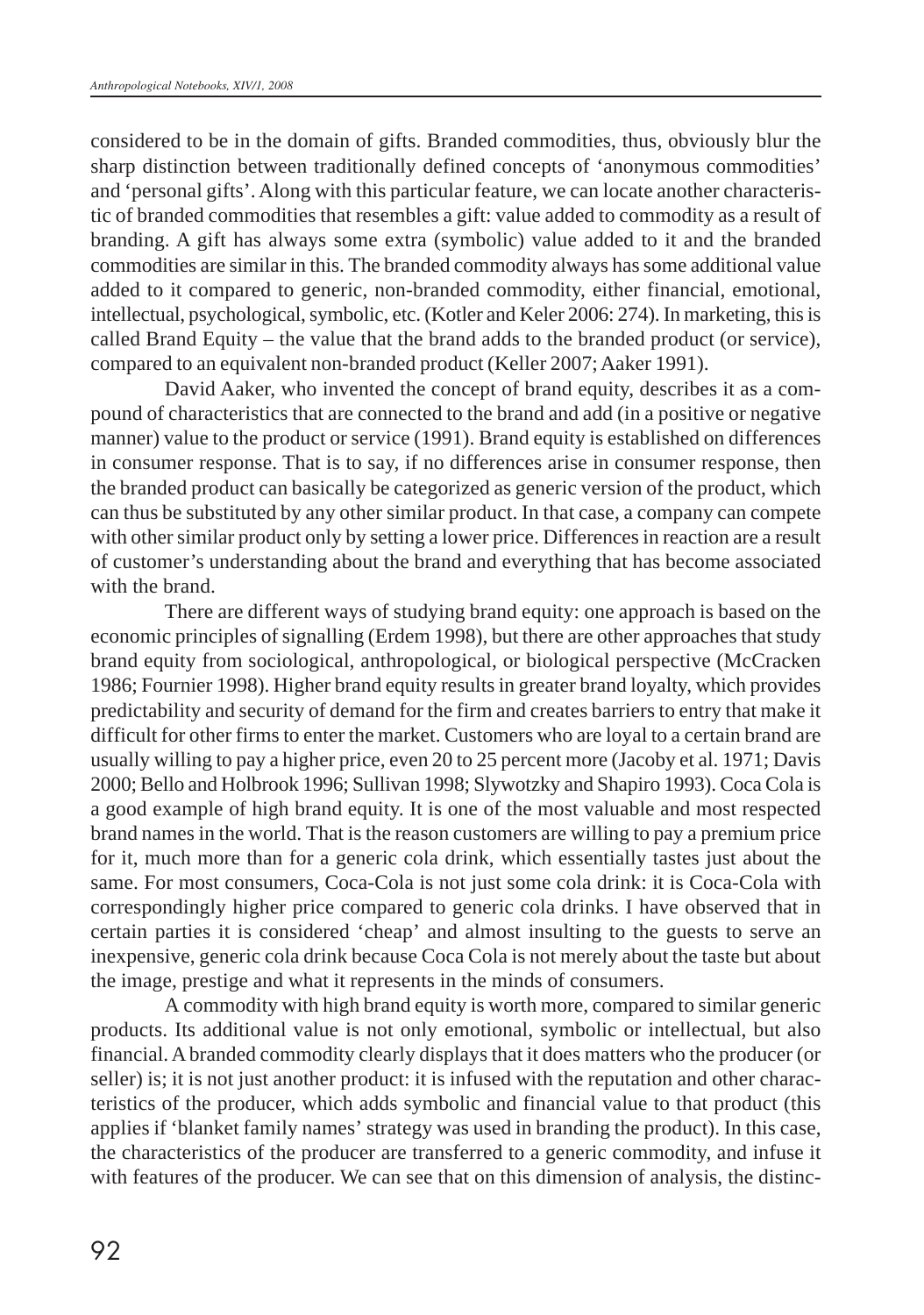considered to be in the domain of gifts. Branded commodities, thus, obviously blur the sharp distinction between traditionally defined concepts of 'anonymous commodities' and 'personal gifts'. Along with this particular feature, we can locate another characteristic of branded commodities that resembles a gift: value added to commodity as a result of branding. A gift has always some extra (symbolic) value added to it and the branded commodities are similar in this. The branded commodity always has some additional value added to it compared to generic, non-branded commodity, either financial, emotional, intellectual, psychological, symbolic, etc. (Kotler and Keler 2006: 274). In marketing, this is called Brand Equity – the value that the brand adds to the branded product (or service), compared to an equivalent non-branded product (Keller 2007; Aaker 1991).

David Aaker, who invented the concept of brand equity, describes it as a compound of characteristics that are connected to the brand and add (in a positive or negative manner) value to the product or service (1991). Brand equity is established on differences in consumer response. That is to say, if no differences arise in consumer response, then the branded product can basically be categorized as generic version of the product, which can thus be substituted by any other similar product. In that case, a company can compete with other similar product only by setting a lower price. Differences in reaction are a result of customer's understanding about the brand and everything that has become associated with the brand.

There are different ways of studying brand equity: one approach is based on the economic principles of signalling (Erdem 1998), but there are other approaches that study brand equity from sociological, anthropological, or biological perspective (McCracken 1986; Fournier 1998). Higher brand equity results in greater brand loyalty, which provides predictability and security of demand for the firm and creates barriers to entry that make it difficult for other firms to enter the market. Customers who are loyal to a certain brand are usually willing to pay a higher price, even 20 to 25 percent more (Jacoby et al. 1971; Davis 2000; Bello and Holbrook 1996; Sullivan 1998; Slywotzky and Shapiro 1993). Coca Cola is a good example of high brand equity. It is one of the most valuable and most respected brand names in the world. That is the reason customers are willing to pay a premium price for it, much more than for a generic cola drink, which essentially tastes just about the same. For most consumers, Coca-Cola is not just some cola drink: it is Coca-Cola with correspondingly higher price compared to generic cola drinks. I have observed that in certain parties it is considered 'cheap' and almost insulting to the guests to serve an inexpensive, generic cola drink because Coca Cola is not merely about the taste but about the image, prestige and what it represents in the minds of consumers.

A commodity with high brand equity is worth more, compared to similar generic products. Its additional value is not only emotional, symbolic or intellectual, but also financial. A branded commodity clearly displays that it does matters who the producer (or seller) is; it is not just another product: it is infused with the reputation and other characteristics of the producer, which adds symbolic and financial value to that product (this applies if 'blanket family names' strategy was used in branding the product). In this case, the characteristics of the producer are transferred to a generic commodity, and infuse it with features of the producer. We can see that on this dimension of analysis, the distinc-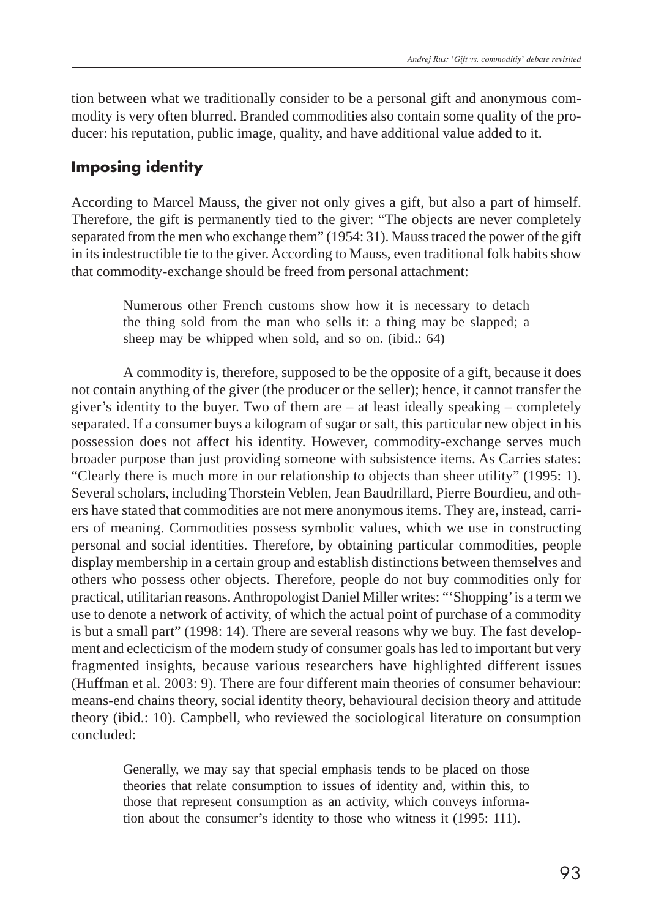tion between what we traditionally consider to be a personal gift and anonymous commodity is very often blurred. Branded commodities also contain some quality of the producer: his reputation, public image, quality, and have additional value added to it.

## Imposing identity

According to Marcel Mauss, the giver not only gives a gift, but also a part of himself. Therefore, the gift is permanently tied to the giver: "The objects are never completely separated from the men who exchange them" (1954: 31). Mauss traced the power of the gift in its indestructible tie to the giver. According to Mauss, even traditional folk habits show that commodity-exchange should be freed from personal attachment:

> Numerous other French customs show how it is necessary to detach the thing sold from the man who sells it: a thing may be slapped; a sheep may be whipped when sold, and so on. (ibid.: 64)

A commodity is, therefore, supposed to be the opposite of a gift, because it does not contain anything of the giver (the producer or the seller); hence, it cannot transfer the giver's identity to the buyer. Two of them are – at least ideally speaking – completely separated. If a consumer buys a kilogram of sugar or salt, this particular new object in his possession does not affect his identity. However, commodity-exchange serves much broader purpose than just providing someone with subsistence items. As Carries states: "Clearly there is much more in our relationship to objects than sheer utility" (1995: 1). Several scholars, including Thorstein Veblen, Jean Baudrillard, Pierre Bourdieu, and others have stated that commodities are not mere anonymous items. They are, instead, carriers of meaning. Commodities possess symbolic values, which we use in constructing personal and social identities. Therefore, by obtaining particular commodities, people display membership in a certain group and establish distinctions between themselves and others who possess other objects. Therefore, people do not buy commodities only for practical, utilitarian reasons. Anthropologist Daniel Miller writes: "'Shopping' is a term we use to denote a network of activity, of which the actual point of purchase of a commodity is but a small part" (1998: 14). There are several reasons why we buy. The fast development and eclecticism of the modern study of consumer goals has led to important but very fragmented insights, because various researchers have highlighted different issues (Huffman et al. 2003: 9). There are four different main theories of consumer behaviour: means-end chains theory, social identity theory, behavioural decision theory and attitude theory (ibid.: 10). Campbell, who reviewed the sociological literature on consumption concluded:

> Generally, we may say that special emphasis tends to be placed on those theories that relate consumption to issues of identity and, within this, to those that represent consumption as an activity, which conveys information about the consumer's identity to those who witness it (1995: 111).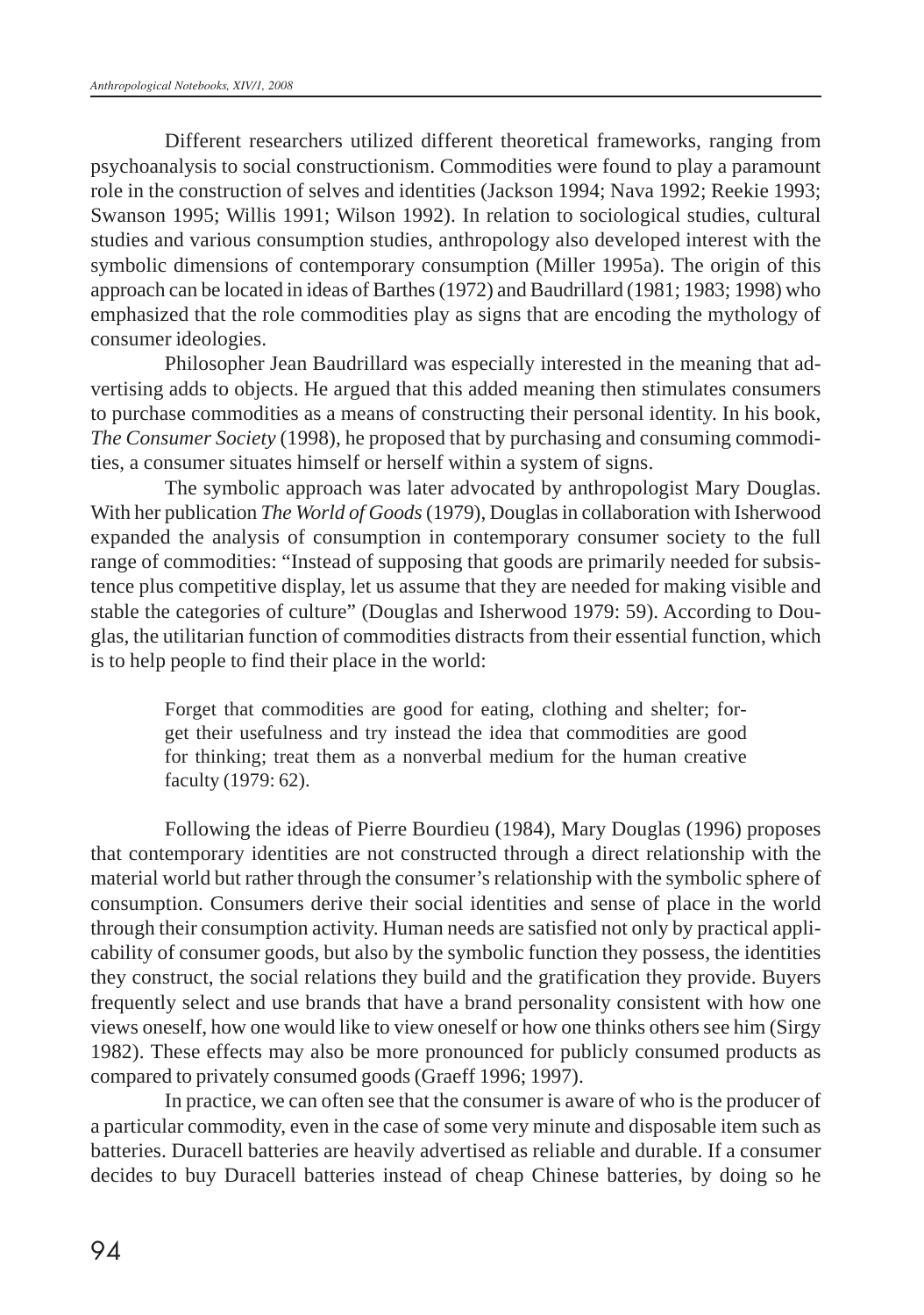Different researchers utilized different theoretical frameworks, ranging from psychoanalysis to social constructionism. Commodities were found to play a paramount role in the construction of selves and identities (Jackson 1994; Nava 1992; Reekie 1993; Swanson 1995; Willis 1991; Wilson 1992). In relation to sociological studies, cultural studies and various consumption studies, anthropology also developed interest with the symbolic dimensions of contemporary consumption (Miller 1995a). The origin of this approach can be located in ideas of Barthes (1972) and Baudrillard (1981; 1983; 1998) who emphasized that the role commodities play as signs that are encoding the mythology of consumer ideologies.

Philosopher Jean Baudrillard was especially interested in the meaning that advertising adds to objects. He argued that this added meaning then stimulates consumers to purchase commodities as a means of constructing their personal identity. In his book, *The Consumer Society* (1998), he proposed that by purchasing and consuming commodities, a consumer situates himself or herself within a system of signs.

The symbolic approach was later advocated by anthropologist Mary Douglas. With her publication *The World of Goods* (1979), Douglas in collaboration with Isherwood expanded the analysis of consumption in contemporary consumer society to the full range of commodities: "Instead of supposing that goods are primarily needed for subsistence plus competitive display, let us assume that they are needed for making visible and stable the categories of culture" (Douglas and Isherwood 1979: 59). According to Douglas, the utilitarian function of commodities distracts from their essential function, which is to help people to find their place in the world:

> Forget that commodities are good for eating, clothing and shelter; forget their usefulness and try instead the idea that commodities are good for thinking; treat them as a nonverbal medium for the human creative faculty (1979: 62).

Following the ideas of Pierre Bourdieu (1984), Mary Douglas (1996) proposes that contemporary identities are not constructed through a direct relationship with the material world but rather through the consumer's relationship with the symbolic sphere of consumption. Consumers derive their social identities and sense of place in the world through their consumption activity. Human needs are satisfied not only by practical applicability of consumer goods, but also by the symbolic function they possess, the identities they construct, the social relations they build and the gratification they provide. Buyers frequently select and use brands that have a brand personality consistent with how one views oneself, how one would like to view oneself or how one thinks others see him (Sirgy 1982). These effects may also be more pronounced for publicly consumed products as compared to privately consumed goods (Graeff 1996; 1997).

In practice, we can often see that the consumer is aware of who is the producer of a particular commodity, even in the case of some very minute and disposable item such as batteries. Duracell batteries are heavily advertised as reliable and durable. If a consumer decides to buy Duracell batteries instead of cheap Chinese batteries, by doing so he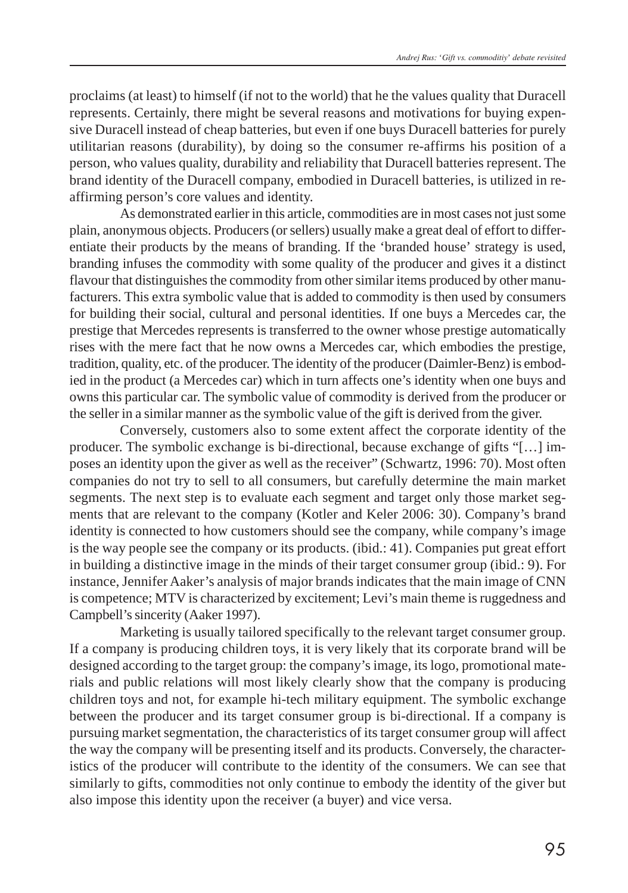proclaims (at least) to himself (if not to the world) that he the values quality that Duracell represents. Certainly, there might be several reasons and motivations for buying expensive Duracell instead of cheap batteries, but even if one buys Duracell batteries for purely utilitarian reasons (durability), by doing so the consumer re-affirms his position of a person, who values quality, durability and reliability that Duracell batteries represent. The brand identity of the Duracell company, embodied in Duracell batteries, is utilized in re-affirming person's core values and identity.

As demonstrated earlier in this article, commodities are in most cases not just some plain, anonymous objects. Producers (or sellers) usually make a great deal of effort to differentiate their products by the means of branding. If the 'branded house' strategy is used, branding infuses the commodity with some quality of the producer and gives it a distinct flavour that distinguishes the commodity from other similar items produced by other manufacturers. This extra symbolic value that is added to commodity is then used by consumers for building their social, cultural and personal identities. If one buys a Mercedes car, the prestige that Mercedes represents is transferred to the owner whose prestige automatically rises with the mere fact that he now owns a Mercedes car, which embodies the prestige, tradition, quality, etc. of the producer. The identity of the producer (Daimler-Benz) is embodied in the product (a Mercedes car) which in turn affects one's identity when one buys and owns this particular car. The symbolic value of commodity is derived from the producer or the seller in a similar manner as the symbolic value of the gift is derived from the giver.

Conversely, customers also to some extent affect the corporate identity of the producer. The symbolic exchange is bi-directional, because exchange of gifts "[…] imposes an identity upon the giver as well as the receiver" (Schwartz, 1996: 70). Most often companies do not try to sell to all consumers, but carefully determine the main market segments. The next step is to evaluate each segment and target only those market segments that are relevant to the company (Kotler and Keler 2006: 30). Company's brand identity is connected to how customers should see the company, while company's image is the way people see the company or its products. (ibid.: 41). Companies put great effort in building a distinctive image in the minds of their target consumer group (ibid.: 9). For instance, Jennifer Aaker's analysis of major brands indicates that the main image of CNN is competence; MTV is characterized by excitement; Levi's main theme is ruggedness and Campbell's sincerity (Aaker 1997).

Marketing is usually tailored specifically to the relevant target consumer group. If a company is producing children toys, it is very likely that its corporate brand will be designed according to the target group: the company's image, its logo, promotional materials and public relations will most likely clearly show that the company is producing children toys and not, for example hi-tech military equipment. The symbolic exchange between the producer and its target consumer group is bi-directional. If a company is pursuing market segmentation, the characteristics of its target consumer group will affect the way the company will be presenting itself and its products. Conversely, the characteristics of the producer will contribute to the identity of the consumers. We can see that similarly to gifts, commodities not only continue to embody the identity of the giver but also impose this identity upon the receiver (a buyer) and vice versa.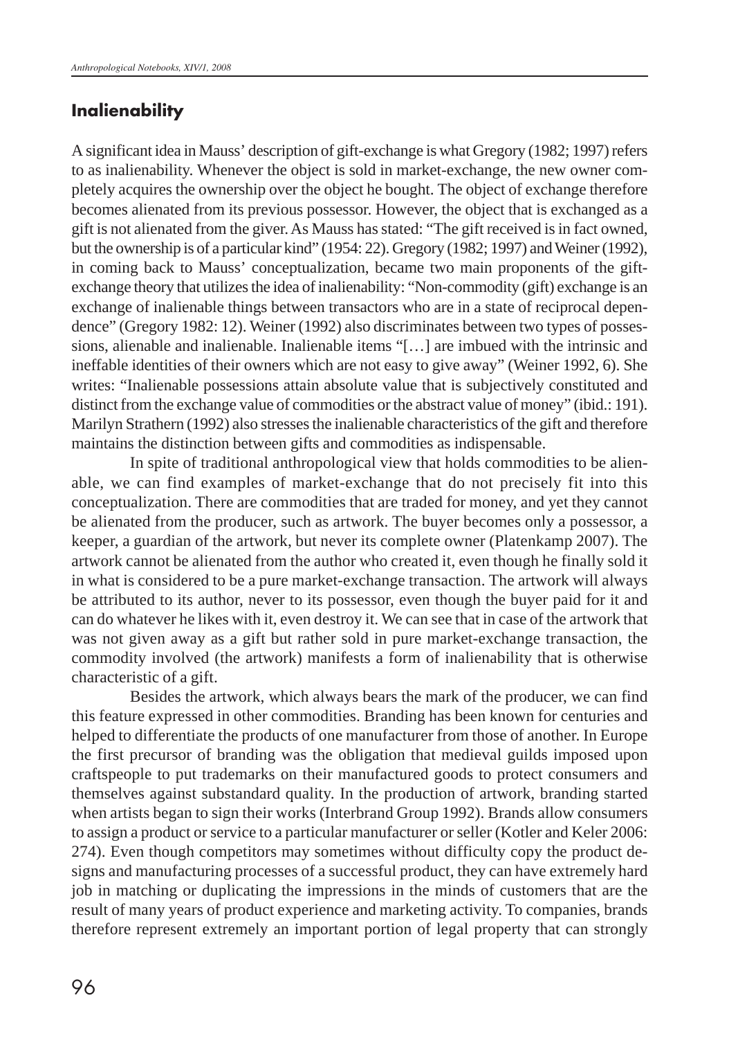## Inalienability

A significant idea in Mauss' description of gift-exchange is what Gregory (1982; 1997) refers to as inalienability. Whenever the object is sold in market-exchange, the new owner completely acquires the ownership over the object he bought. The object of exchange therefore becomes alienated from its previous possessor. However, the object that is exchanged as a gift is not alienated from the giver. As Mauss has stated: "The gift received is in fact owned, but the ownership is of a particular kind" (1954: 22). Gregory (1982; 1997) and Weiner (1992), in coming back to Mauss' conceptualization, became two main proponents of the gift-exchange theory that utilizes the idea of inalienability: "Non-commodity (gift) exchange is an exchange of inalienable things between transactors who are in a state of reciprocal dependence" (Gregory 1982: 12). Weiner (1992) also discriminates between two types of possessions, alienable and inalienable. Inalienable items "[…] are imbued with the intrinsic and ineffable identities of their owners which are not easy to give away" (Weiner 1992, 6). She writes: "Inalienable possessions attain absolute value that is subjectively constituted and distinct from the exchange value of commodities or the abstract value of money" (ibid.: 191). Marilyn Strathern (1992) also stresses the inalienable characteristics of the gift and therefore maintains the distinction between gifts and commodities as indispensable.

In spite of traditional anthropological view that holds commodities to be alienable, we can find examples of market-exchange that do not precisely fit into this conceptualization. There are commodities that are traded for money, and yet they cannot be alienated from the producer, such as artwork. The buyer becomes only a possessor, a keeper, a guardian of the artwork, but never its complete owner (Platenkamp 2007). The artwork cannot be alienated from the author who created it, even though he finally sold it in what is considered to be a pure market-exchange transaction. The artwork will always be attributed to its author, never to its possessor, even though the buyer paid for it and can do whatever he likes with it, even destroy it. We can see that in case of the artwork that was not given away as a gift but rather sold in pure market-exchange transaction, the commodity involved (the artwork) manifests a form of inalienability that is otherwise characteristic of a gift.

Besides the artwork, which always bears the mark of the producer, we can find this feature expressed in other commodities. Branding has been known for centuries and helped to differentiate the products of one manufacturer from those of another. In Europe the first precursor of branding was the obligation that medieval guilds imposed upon craftspeople to put trademarks on their manufactured goods to protect consumers and themselves against substandard quality. In the production of artwork, branding started when artists began to sign their works (Interbrand Group 1992). Brands allow consumers to assign a product or service to a particular manufacturer or seller (Kotler and Keler 2006: 274). Even though competitors may sometimes without difficulty copy the product designs and manufacturing processes of a successful product, they can have extremely hard job in matching or duplicating the impressions in the minds of customers that are the result of many years of product experience and marketing activity. To companies, brands therefore represent extremely an important portion of legal property that can strongly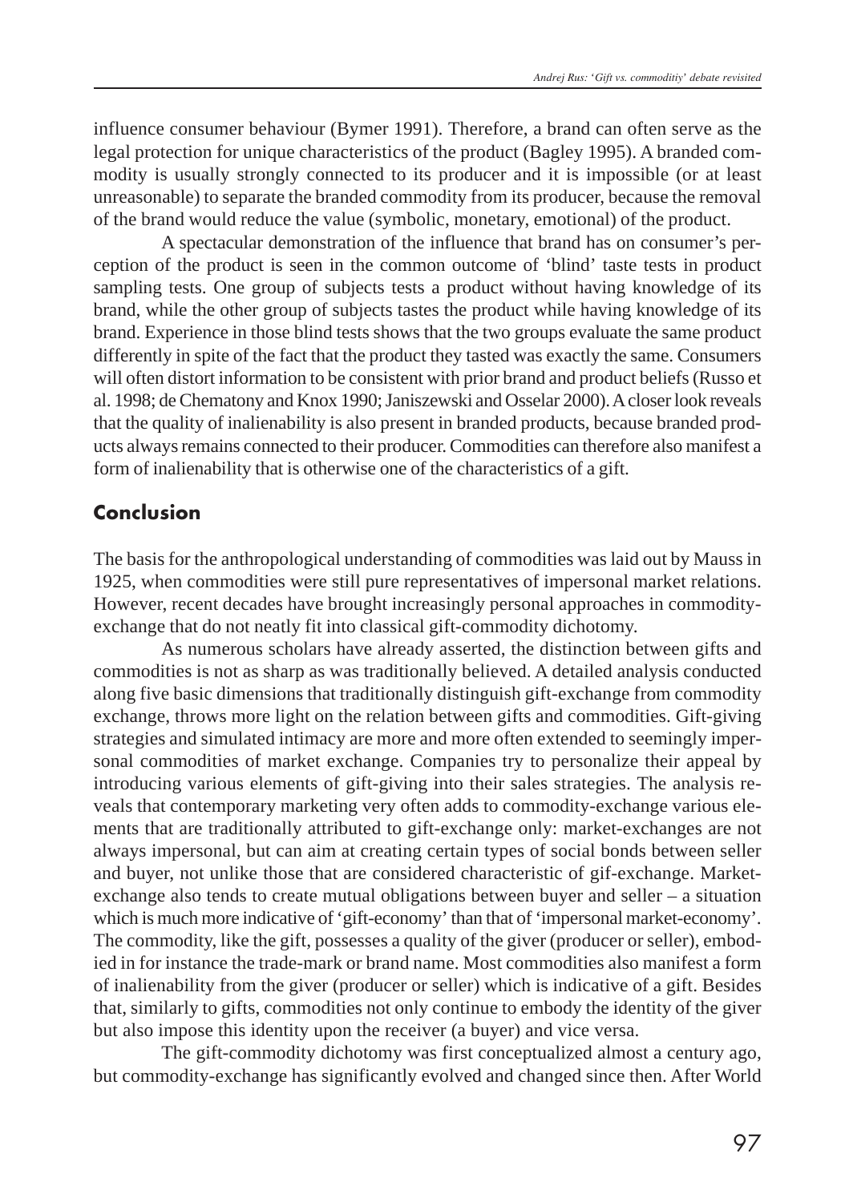influence consumer behaviour (Bymer 1991). Therefore, a brand can often serve as the legal protection for unique characteristics of the product (Bagley 1995). A branded commodity is usually strongly connected to its producer and it is impossible (or at least unreasonable) to separate the branded commodity from its producer, because the removal of the brand would reduce the value (symbolic, monetary, emotional) of the product.

A spectacular demonstration of the influence that brand has on consumer's perception of the product is seen in the common outcome of 'blind' taste tests in product sampling tests. One group of subjects tests a product without having knowledge of its brand, while the other group of subjects tastes the product while having knowledge of its brand. Experience in those blind tests shows that the two groups evaluate the same product differently in spite of the fact that the product they tasted was exactly the same. Consumers will often distort information to be consistent with prior brand and product beliefs (Russo et al. 1998; de Chematony and Knox 1990; Janiszewski and Osselar 2000). A closer look reveals that the quality of inalienability is also present in branded products, because branded products always remains connected to their producer. Commodities can therefore also manifest a form of inalienability that is otherwise one of the characteristics of a gift.

## Conclusion

The basis for the anthropological understanding of commodities was laid out by Mauss in 1925, when commodities were still pure representatives of impersonal market relations. However, recent decades have brought increasingly personal approaches in commodity-exchange that do not neatly fit into classical gift-commodity dichotomy.

As numerous scholars have already asserted, the distinction between gifts and commodities is not as sharp as was traditionally believed. A detailed analysis conducted along five basic dimensions that traditionally distinguish gift-exchange from commodity exchange, throws more light on the relation between gifts and commodities. Gift-giving strategies and simulated intimacy are more and more often extended to seemingly impersonal commodities of market exchange. Companies try to personalize their appeal by introducing various elements of gift-giving into their sales strategies. The analysis reveals that contemporary marketing very often adds to commodity-exchange various elements that are traditionally attributed to gift-exchange only: market-exchanges are not always impersonal, but can aim at creating certain types of social bonds between seller and buyer, not unlike those that are considered characteristic of gif-exchange. Market-exchange also tends to create mutual obligations between buyer and seller – a situation which is much more indicative of 'gift-economy' than that of 'impersonal market-economy'. The commodity, like the gift, possesses a quality of the giver (producer or seller), embodied in for instance the trade-mark or brand name. Most commodities also manifest a form of inalienability from the giver (producer or seller) which is indicative of a gift. Besides that, similarly to gifts, commodities not only continue to embody the identity of the giver but also impose this identity upon the receiver (a buyer) and vice versa.

The gift-commodity dichotomy was first conceptualized almost a century ago, but commodity-exchange has significantly evolved and changed since then. After World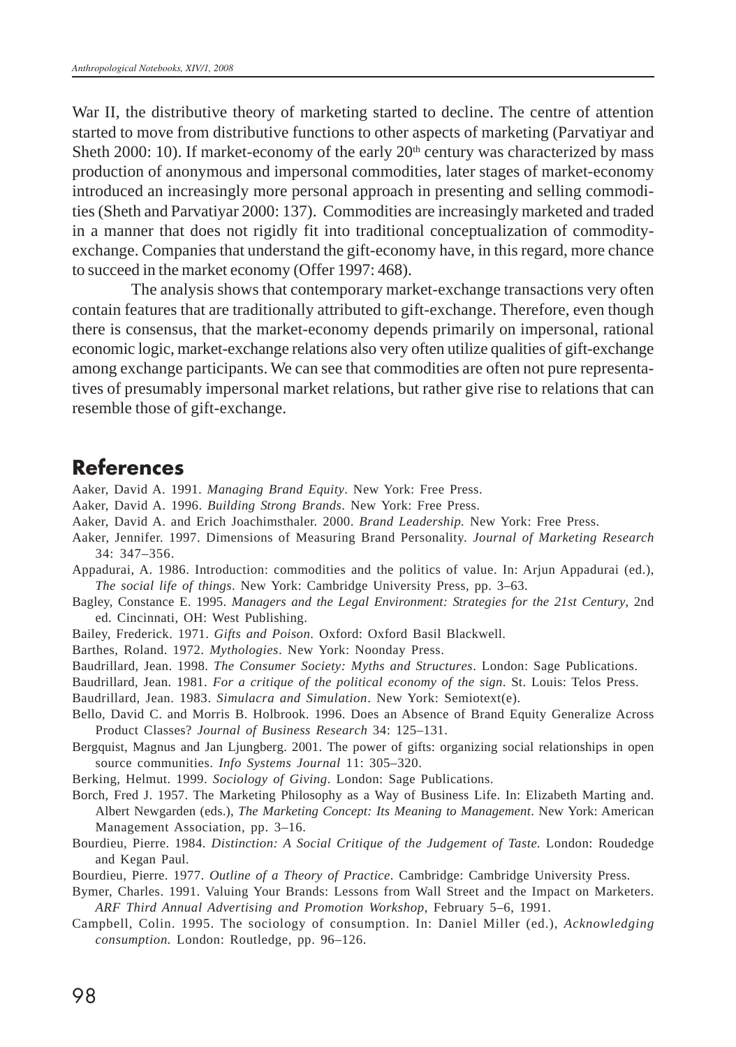War II, the distributive theory of marketing started to decline. The centre of attention started to move from distributive functions to other aspects of marketing (Parvatiyar and Sheth 2000: 10). If market-economy of the early 20th century was characterized by mass production of anonymous and impersonal commodities, later stages of market-economy introduced an increasingly more personal approach in presenting and selling commodities (Sheth and Parvatiyar 2000: 137). Commodities are increasingly marketed and traded in a manner that does not rigidly fit into traditional conceptualization of commodity-exchange. Companies that understand the gift-economy have, in this regard, more chance to succeed in the market economy (Offer 1997: 468).

The analysis shows that contemporary market-exchange transactions very often contain features that are traditionally attributed to gift-exchange. Therefore, even though there is consensus, that the market-economy depends primarily on impersonal, rational economic logic, market-exchange relations also very often utilize qualities of gift-exchange among exchange participants. We can see that commodities are often not pure representatives of presumably impersonal market relations, but rather give rise to relations that can resemble those of gift-exchange.

## References

Aaker, David A. 1991. *Managing Brand Equity*. New York: Free Press.

Aaker, David A. 1996. *Building Strong Brands*. New York: Free Press.

Aaker, David A. and Erich Joachimsthaler. 2000. *Brand Leadership.* New York: Free Press.

Aaker, Jennifer. 1997. Dimensions of Measuring Brand Personality. *Journal of Marketing Research* 34: 347–356.

Appadurai, A. 1986. Introduction: commodities and the politics of value. In: Arjun Appadurai (ed.), *The social life of things*. New York: Cambridge University Press, pp. 3–63.

Bagley, Constance E. 1995. *Managers and the Legal Environment: Strategies for the 21st Century*, 2nd ed. Cincinnati, OH: West Publishing.

Bailey, Frederick. 1971. *Gifts and Poison*. Oxford: Oxford Basil Blackwell.

Barthes, Roland. 1972. *Mythologies*. New York: Noonday Press.

Baudrillard, Jean. 1998. *The Consumer Society: Myths and Structures*. London: Sage Publications.

Baudrillard, Jean. 1981. *For a critique of the political economy of the sign*. St. Louis: Telos Press.

Baudrillard, Jean. 1983. *Simulacra and Simulation*. New York: Semiotext(e).

Bello, David C. and Morris B. Holbrook. 1996. Does an Absence of Brand Equity Generalize Across Product Classes? *Journal of Business Research* 34: 125–131.

Bergquist, Magnus and Jan Ljungberg. 2001. The power of gifts: organizing social relationships in open source communities. *Info Systems Journal* 11: 305–320.

Berking, Helmut. 1999. *Sociology of Giving*. London: Sage Publications.

Borch, Fred J. 1957. The Marketing Philosophy as a Way of Business Life. In: Elizabeth Marting and. Albert Newgarden (eds.), *The Marketing Concept: Its Meaning to Management*. New York: American Management Association, pp. 3–16.

Bourdieu, Pierre. 1984. *Distinction: A Social Critique of the Judgement of Taste.* London: Roudedge and Kegan Paul.

Bourdieu, Pierre. 1977. *Outline of a Theory of Practice*. Cambridge: Cambridge University Press.

Bymer, Charles. 1991. Valuing Your Brands: Lessons from Wall Street and the Impact on Marketers. *ARF Third Annual Advertising and Promotion Workshop*, February 5–6, 1991.

Campbell, Colin. 1995. The sociology of consumption. In: Daniel Miller (ed.), *Acknowledging consumption.* London: Routledge, pp. 96–126.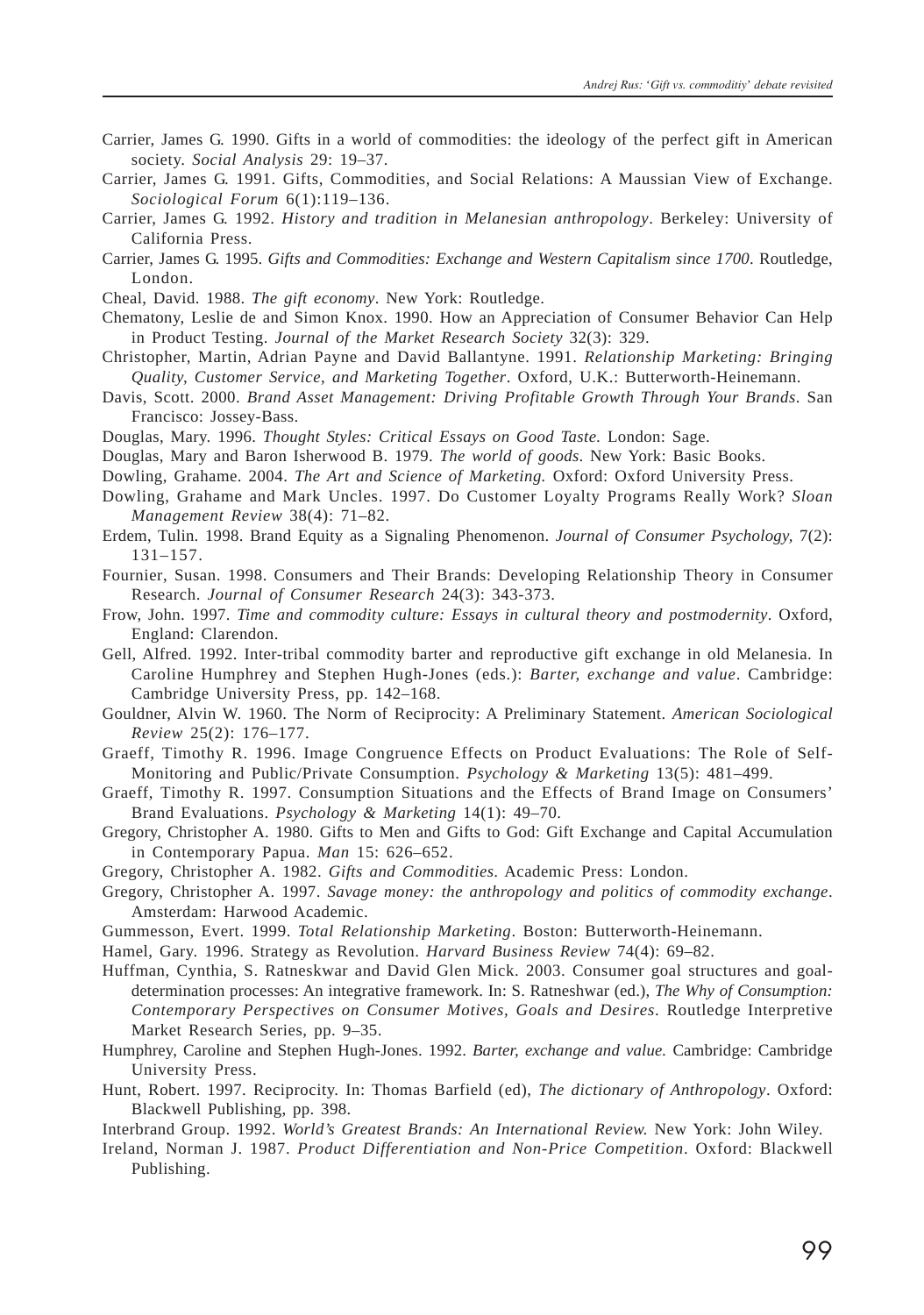Carrier, James G. 1990. Gifts in a world of commodities: the ideology of the perfect gift in American society. *Social Analysis* 29: 19–37.

Carrier, James G. 1991. Gifts, Commodities, and Social Relations: A Maussian View of Exchange. *Sociological Forum* 6(1):119–136.

Carrier, James G. 1992. *History and tradition in Melanesian anthropology*. Berkeley: University of California Press.

Carrier, James G. 1995. *Gifts and Commodities: Exchange and Western Capitalism since 1700*. Routledge, London.

Cheal, David. 1988. *The gift economy*. New York: Routledge.

Chematony, Leslie de and Simon Knox. 1990. How an Appreciation of Consumer Behavior Can Help in Product Testing. *Journal of the Market Research Society* 32(3): 329.

Christopher, Martin, Adrian Payne and David Ballantyne. 1991. *Relationship Marketing: Bringing Quality, Customer Service, and Marketing Together*. Oxford, U.K.: Butterworth-Heinemann.

Davis, Scott. 2000. *Brand Asset Management: Driving Profitable Growth Through Your Brands*. San Francisco: Jossey-Bass.

Douglas, Mary. 1996. *Thought Styles: Critical Essays on Good Taste.* London: Sage.

Douglas, Mary and Baron Isherwood B. 1979. *The world of goods.* New York: Basic Books.

Dowling, Grahame. 2004. *The Art and Science of Marketing.* Oxford: Oxford University Press.

Dowling, Grahame and Mark Uncles. 1997. Do Customer Loyalty Programs Really Work? *Sloan Management Review* 38(4): 71–82.

Erdem, Tulin. 1998. Brand Equity as a Signaling Phenomenon. *Journal of Consumer Psychology,* 7(2): 131–157.

Fournier, Susan. 1998. Consumers and Their Brands: Developing Relationship Theory in Consumer Research. *Journal of Consumer Research* 24(3): 343-373.

Frow, John. 1997. *Time and commodity culture: Essays in cultural theory and postmodernity*. Oxford, England: Clarendon.

Gell, Alfred. 1992. Inter-tribal commodity barter and reproductive gift exchange in old Melanesia. In Caroline Humphrey and Stephen Hugh-Jones (eds.): *Barter, exchange and value*. Cambridge: Cambridge University Press, pp. 142–168.

Gouldner, Alvin W. 1960. The Norm of Reciprocity: A Preliminary Statement. *American Sociological Review* 25(2): 176–177.

Graeff, Timothy R. 1996. Image Congruence Effects on Product Evaluations: The Role of Self-Monitoring and Public/Private Consumption. *Psychology & Marketing* 13(5): 481–499.

Graeff, Timothy R. 1997. Consumption Situations and the Effects of Brand Image on Consumers' Brand Evaluations. *Psychology & Marketing* 14(1): 49–70.

Gregory, Christopher A. 1980. Gifts to Men and Gifts to God: Gift Exchange and Capital Accumulation in Contemporary Papua. *Man* 15: 626–652.

Gregory, Christopher A. 1982. *Gifts and Commodities*. Academic Press: London.

Gregory, Christopher A. 1997. *Savage money: the anthropology and politics of commodity exchange*. Amsterdam: Harwood Academic.

Gummesson, Evert. 1999. *Total Relationship Marketing*. Boston: Butterworth-Heinemann.

Hamel, Gary. 1996. Strategy as Revolution. *Harvard Business Review* 74(4): 69–82.

Huffman, Cynthia, S. Ratneskwar and David Glen Mick. 2003. Consumer goal structures and goal-determination processes: An integrative framework. In: S. Ratneshwar (ed.), *The Why of Consumption: Contemporary Perspectives on Consumer Motives, Goals and Desires*. Routledge Interpretive Market Research Series, pp. 9–35.

Humphrey, Caroline and Stephen Hugh-Jones. 1992. *Barter, exchange and value.* Cambridge: Cambridge University Press.

Hunt, Robert. 1997. Reciprocity. In: Thomas Barfield (ed), *The dictionary of Anthropology*. Oxford: Blackwell Publishing, pp. 398.

Interbrand Group. 1992. *World's Greatest Brands: An International Review.* New York: John Wiley.

Ireland, Norman J. 1987. *Product Differentiation and Non-Price Competition*. Oxford: Blackwell Publishing.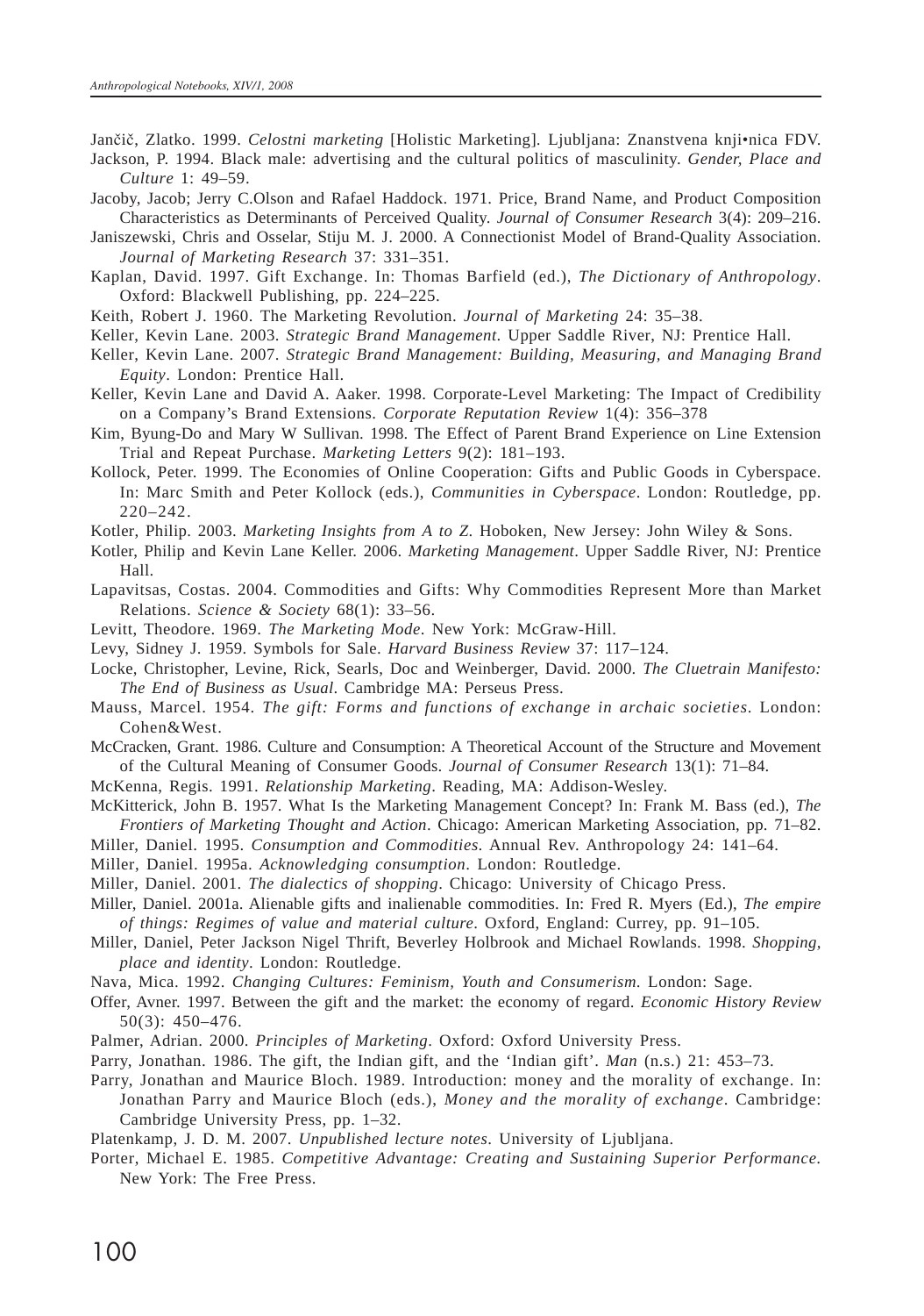Jančič, Zlatko. 1999. *Celostni marketing* [Holistic Marketing]. Ljubljana: Znanstvena knji•nica FDV.

Jackson, P. 1994. Black male: advertising and the cultural politics of masculinity. *Gender, Place and Culture* 1: 49–59.

Jacoby, Jacob; Jerry C.Olson and Rafael Haddock. 1971. Price, Brand Name, and Product Composition Characteristics as Determinants of Perceived Quality. *Journal of Consumer Research* 3(4): 209–216.

Janiszewski, Chris and Osselar, Stiju M. J. 2000. A Connectionist Model of Brand-Quality Association. *Journal of Marketing Research* 37: 331–351.

Kaplan, David. 1997. Gift Exchange. In: Thomas Barfield (ed.), *The Dictionary of Anthropology*. Oxford: Blackwell Publishing, pp. 224–225.

Keith, Robert J. 1960. The Marketing Revolution. *Journal of Marketing* 24: 35–38.

Keller, Kevin Lane. 2003. *Strategic Brand Management*. Upper Saddle River, NJ: Prentice Hall.

Keller, Kevin Lane. 2007. *Strategic Brand Management: Building, Measuring, and Managing Brand Equity*. London: Prentice Hall.

Keller, Kevin Lane and David A. Aaker. 1998. Corporate-Level Marketing: The Impact of Credibility on a Company's Brand Extensions. *Corporate Reputation Review* 1(4): 356–378

Kim, Byung-Do and Mary W Sullivan. 1998. The Effect of Parent Brand Experience on Line Extension Trial and Repeat Purchase. *Marketing Letters* 9(2): 181–193.

Kollock, Peter. 1999. The Economies of Online Cooperation: Gifts and Public Goods in Cyberspace. In: Marc Smith and Peter Kollock (eds.), *Communities in Cyberspace*. London: Routledge, pp. 220–242.

Kotler, Philip. 2003. *Marketing Insights from A to Z*. Hoboken, New Jersey: John Wiley & Sons.

Kotler, Philip and Kevin Lane Keller. 2006. *Marketing Management*. Upper Saddle River, NJ: Prentice Hall.

Lapavitsas, Costas. 2004. Commodities and Gifts: Why Commodities Represent More than Market Relations. *Science & Society* 68(1): 33–56.

Levitt, Theodore. 1969. *The Marketing Mode*. New York: McGraw-Hill.

Levy, Sidney J. 1959. Symbols for Sale. *Harvard Business Review* 37: 117–124.

Locke, Christopher, Levine, Rick, Searls, Doc and Weinberger, David. 2000. *The Cluetrain Manifesto: The End of Business as Usual*. Cambridge MA: Perseus Press.

Mauss, Marcel. 1954. *The gift: Forms and functions of exchange in archaic societies*. London: Cohen&West.

McCracken, Grant. 1986. Culture and Consumption: A Theoretical Account of the Structure and Movement of the Cultural Meaning of Consumer Goods. *Journal of Consumer Research* 13(1): 71–84.

McKenna, Regis. 1991. *Relationship Marketing*. Reading, MA: Addison-Wesley.

McKitterick, John B. 1957. What Is the Marketing Management Concept? In: Frank M. Bass (ed.), *The Frontiers of Marketing Thought and Action*. Chicago: American Marketing Association, pp. 71–82.

Miller, Daniel. 1995. *Consumption and Commodities*. Annual Rev. Anthropology 24: 141–64.

Miller, Daniel. 1995a. *Acknowledging consumption*. London: Routledge.

Miller, Daniel. 2001. *The dialectics of shopping*. Chicago: University of Chicago Press.

Miller, Daniel. 2001a. Alienable gifts and inalienable commodities. In: Fred R. Myers (Ed.), *The empire of things: Regimes of value and material culture*. Oxford, England: Currey, pp. 91–105.

Miller, Daniel, Peter Jackson Nigel Thrift, Beverley Holbrook and Michael Rowlands. 1998. *Shopping, place and identity*. London: Routledge.

Nava, Mica. 1992. *Changing Cultures: Feminism, Youth and Consumerism*. London: Sage.

Offer, Avner. 1997. Between the gift and the market: the economy of regard. *Economic History Review* 50(3): 450–476.

Palmer, Adrian. 2000. *Principles of Marketing*. Oxford: Oxford University Press.

Parry, Jonathan. 1986. The gift, the Indian gift, and the 'Indian gift'. *Man* (n.s.) 21: 453–73.

Parry, Jonathan and Maurice Bloch. 1989. Introduction: money and the morality of exchange. In: Jonathan Parry and Maurice Bloch (eds.), *Money and the morality of exchange*. Cambridge: Cambridge University Press, pp. 1–32.

Platenkamp, J. D. M. 2007. *Unpublished lecture notes*. University of Ljubljana.

Porter, Michael E. 1985. *Competitive Advantage: Creating and Sustaining Superior Performance.* New York: The Free Press.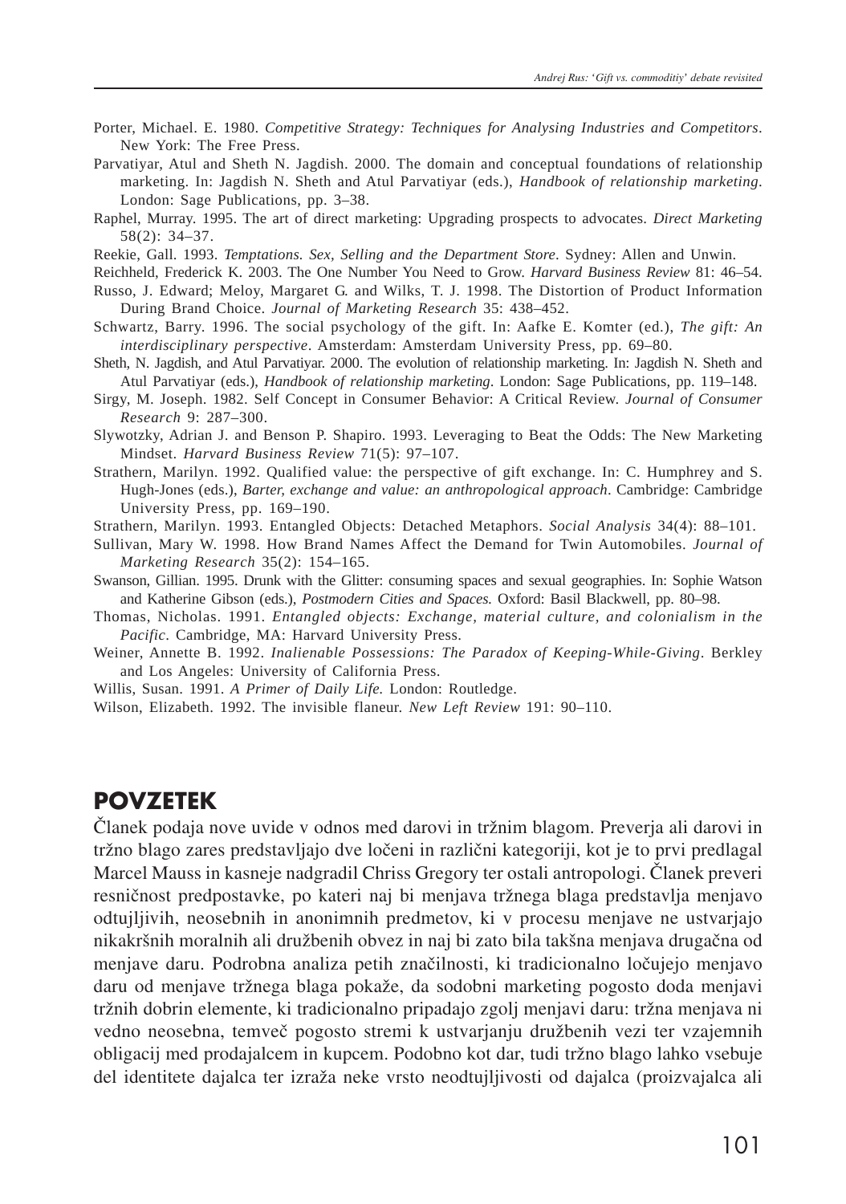Porter, Michael. E. 1980. *Competitive Strategy: Techniques for Analysing Industries and Competitors*. New York: The Free Press.

Parvatiyar, Atul and Sheth N. Jagdish. 2000. The domain and conceptual foundations of relationship marketing. In: Jagdish N. Sheth and Atul Parvatiyar (eds.), *Handbook of relationship marketing*. London: Sage Publications, pp. 3–38.

Raphel, Murray. 1995. The art of direct marketing: Upgrading prospects to advocates. *Direct Marketing* 58(2): 34–37.

Reekie, Gall. 1993. *Temptations. Sex, Selling and the Department Store*. Sydney: Allen and Unwin.

Reichheld, Frederick K. 2003. The One Number You Need to Grow. *Harvard Business Review* 81: 46–54.

Russo, J. Edward; Meloy, Margaret G. and Wilks, T. J. 1998. The Distortion of Product Information During Brand Choice. *Journal of Marketing Research* 35: 438–452.

Schwartz, Barry. 1996. The social psychology of the gift. In: Aafke E. Komter (ed.), *The gift: An interdisciplinary perspective*. Amsterdam: Amsterdam University Press, pp. 69–80.

Sheth, N. Jagdish, and Atul Parvatiyar. 2000. The evolution of relationship marketing. In: Jagdish N. Sheth and Atul Parvatiyar (eds.), *Handbook of relationship marketing*. London: Sage Publications, pp. 119–148.

Sirgy, M. Joseph. 1982. Self Concept in Consumer Behavior: A Critical Review. *Journal of Consumer Research* 9: 287–300.

Slywotzky, Adrian J. and Benson P. Shapiro. 1993. Leveraging to Beat the Odds: The New Marketing Mindset. *Harvard Business Review* 71(5): 97–107.

Strathern, Marilyn. 1992. Qualified value: the perspective of gift exchange. In: C. Humphrey and S. Hugh-Jones (eds.), *Barter, exchange and value: an anthropological approach*. Cambridge: Cambridge University Press, pp. 169–190.

Strathern, Marilyn. 1993. Entangled Objects: Detached Metaphors. *Social Analysis* 34(4): 88–101.

Sullivan, Mary W. 1998. How Brand Names Affect the Demand for Twin Automobiles. *Journal of Marketing Research* 35(2): 154–165.

Swanson, Gillian. 1995. Drunk with the Glitter: consuming spaces and sexual geographies. In: Sophie Watson and Katherine Gibson (eds.), *Postmodern Cities and Spaces.* Oxford: Basil Blackwell, pp. 80–98.

Thomas, Nicholas. 1991. *Entangled objects: Exchange, material culture, and colonialism in the Pacific*. Cambridge, MA: Harvard University Press.

Weiner, Annette B. 1992. *Inalienable Possessions: The Paradox of Keeping-While-Giving*. Berkley and Los Angeles: University of California Press.

Willis, Susan. 1991. *A Primer of Daily Life.* London: Routledge.

Wilson, Elizabeth. 1992. The invisible flaneur. *New Left Review* 191: 90–110.

## POVZETEK

Članek podaja nove uvide v odnos med darovi in tržnim blagom. Preverja ali darovi in tržno blago zares predstavljajo dve ločeni in različni kategoriji, kot je to prvi predlagal Marcel Mauss in kasneje nadgradil Chriss Gregory ter ostali antropologi. Članek preveri resničnost predpostavke, po kateri naj bi menjava tržnega blaga predstavlja menjavo odtujljivih, neosebnih in anonimnih predmetov, ki v procesu menjave ne ustvarjajo nikakršnih moralnih ali družbenih obvez in naj bi zato bila takšna menjava drugačna od menjave daru. Podrobna analiza petih značilnosti, ki tradicionalno ločujejo menjavo daru od menjave tržnega blaga pokaže, da sodobni marketing pogosto doda menjavi tržnih dobrin elemente, ki tradicionalno pripadajo zgolj menjavi daru: tržna menjava ni vedno neosebna, temveč pogosto stremi k ustvarjanju družbenih vezi ter vzajemnih obligacij med prodajalcem in kupcem. Podobno kot dar, tudi tržno blago lahko vsebuje del identitete dajalca ter izraža neke vrsto neodtujljivosti od dajalca (proizvajalca ali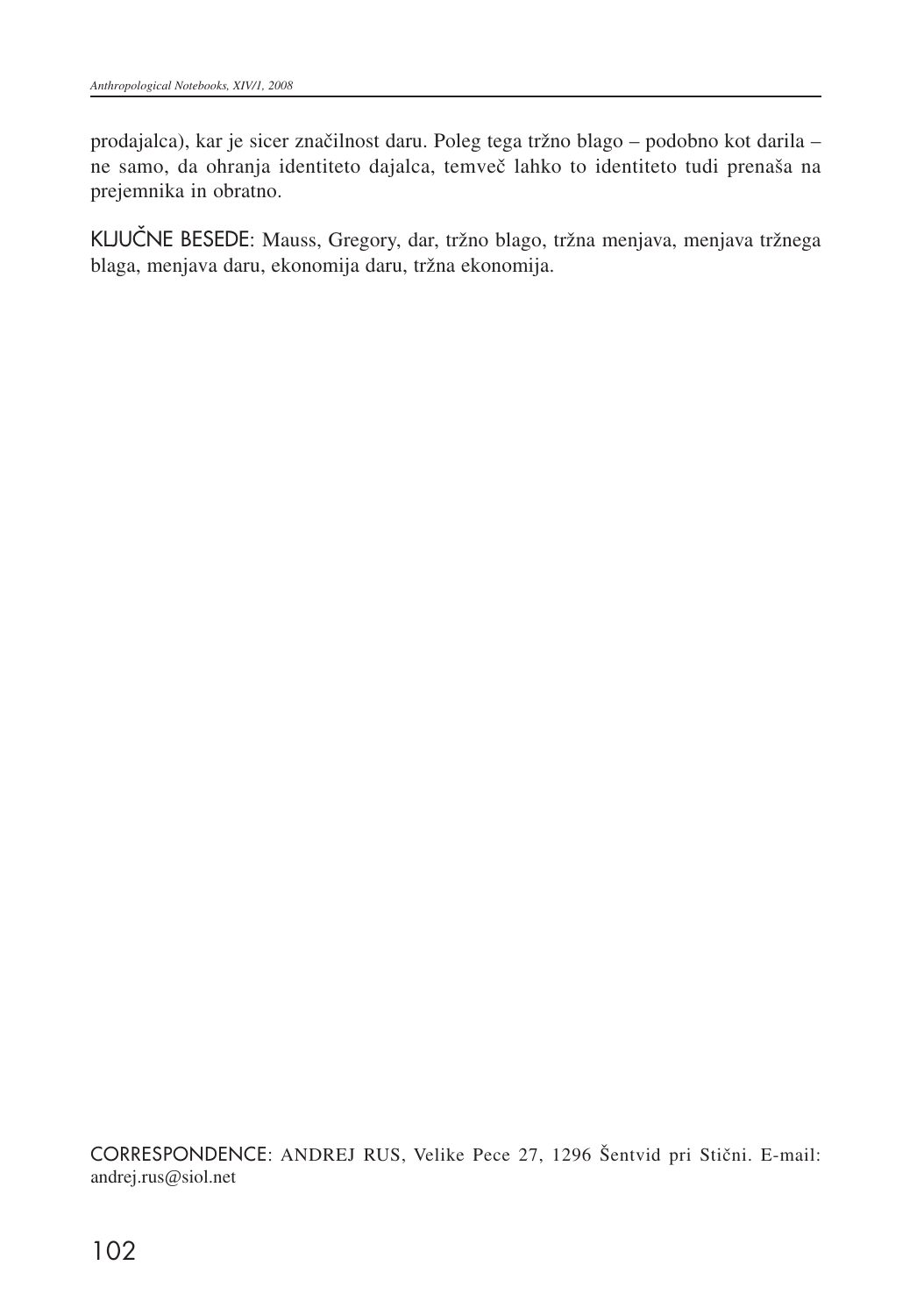prodajalca), kar je sicer značilnost daru. Poleg tega tržno blago – podobno kot darila – ne samo, da ohranja identiteto dajalca, temveč lahko to identiteto tudi prenaša na prejemnika in obratno.

KLJUČNE BESEDE: Mauss, Gregory, dar, tržno blago, tržna menjava, menjava tržnega blaga, menjava daru, ekonomija daru, tržna ekonomija.

CORRESPONDENCE: ANDREJ RUS, Velike Pece 27, 1296 Šentvid pri Stični. E-mail: andrej.rus@siol.net